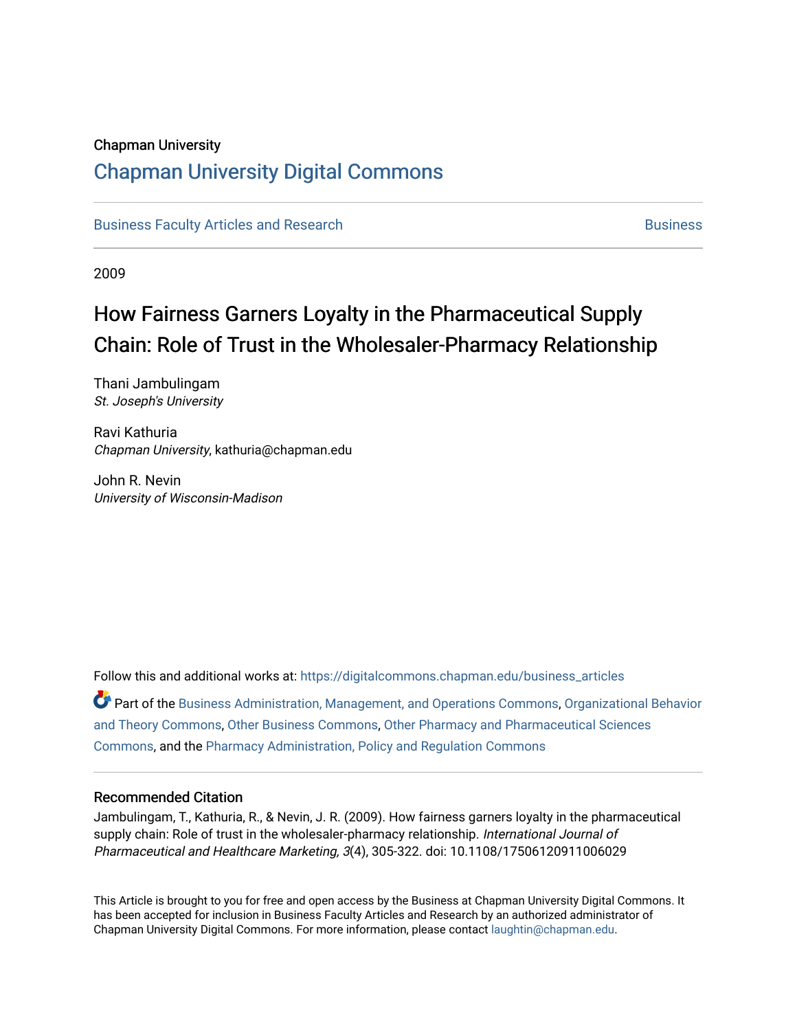Chapman University

# Chapman University Digital Commons

Business Faculty Articles and Research | Business

2009

## How Fairness Garners Loyalty in the Pharmaceutical Supply Chain: Role of Trust in the Wholesaler-Pharmacy Relationship

Thani Jambulingam
*St. Joseph's University*

Ravi Kathuria
*Chapman University*, kathuria@chapman.edu

John R. Nevin
*University of Wisconsin-Madison*

Follow this and additional works at: https://digitalcommons.chapman.edu/business_articles

Part of the Business Administration, Management, and Operations Commons, Organizational Behavior and Theory Commons, Other Business Commons, Other Pharmacy and Pharmaceutical Sciences Commons, and the Pharmacy Administration, Policy and Regulation Commons

### Recommended Citation

Jambulingam, T., Kathuria, R., & Nevin, J. R. (2009). How fairness garners loyalty in the pharmaceutical supply chain: Role of trust in the wholesaler-pharmacy relationship. *International Journal of Pharmaceutical and Healthcare Marketing, 3*(4), 305-322. doi: 10.1108/17506120911006029

This Article is brought to you for free and open access by the Business at Chapman University Digital Commons. It has been accepted for inclusion in Business Faculty Articles and Research by an authorized administrator of Chapman University Digital Commons. For more information, please contact laughtin@chapman.edu.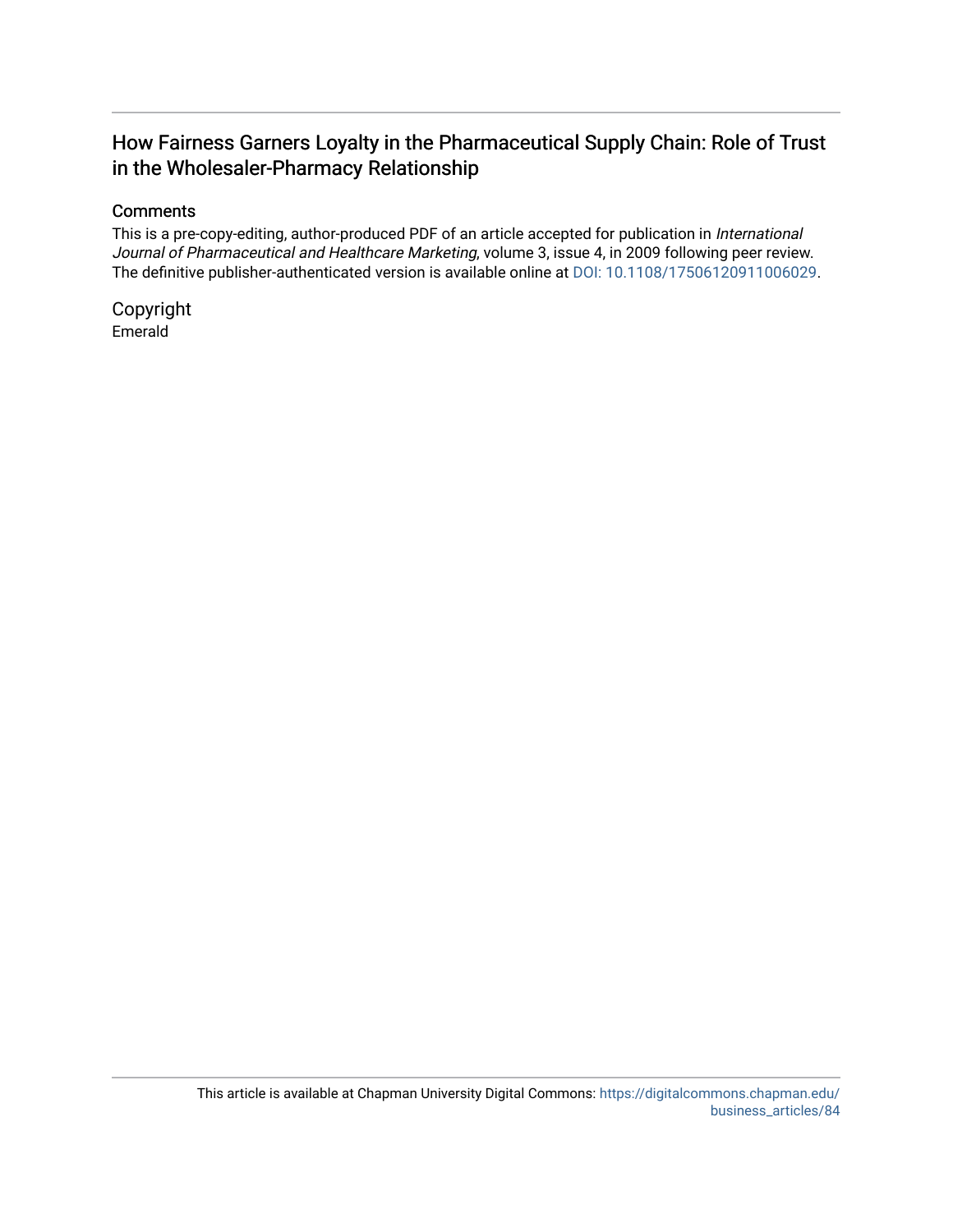# How Fairness Garners Loyalty in the Pharmaceutical Supply Chain: Role of Trust in the Wholesaler-Pharmacy Relationship

## Comments

This is a pre-copy-editing, author-produced PDF of an article accepted for publication in *International Journal of Pharmaceutical and Healthcare Marketing*, volume 3, issue 4, in 2009 following peer review. The definitive publisher-authenticated version is available online at DOI: 10.1108/17506120911006029.

## Copyright

Emerald

This article is available at Chapman University Digital Commons: https://digitalcommons.chapman.edu/business_articles/84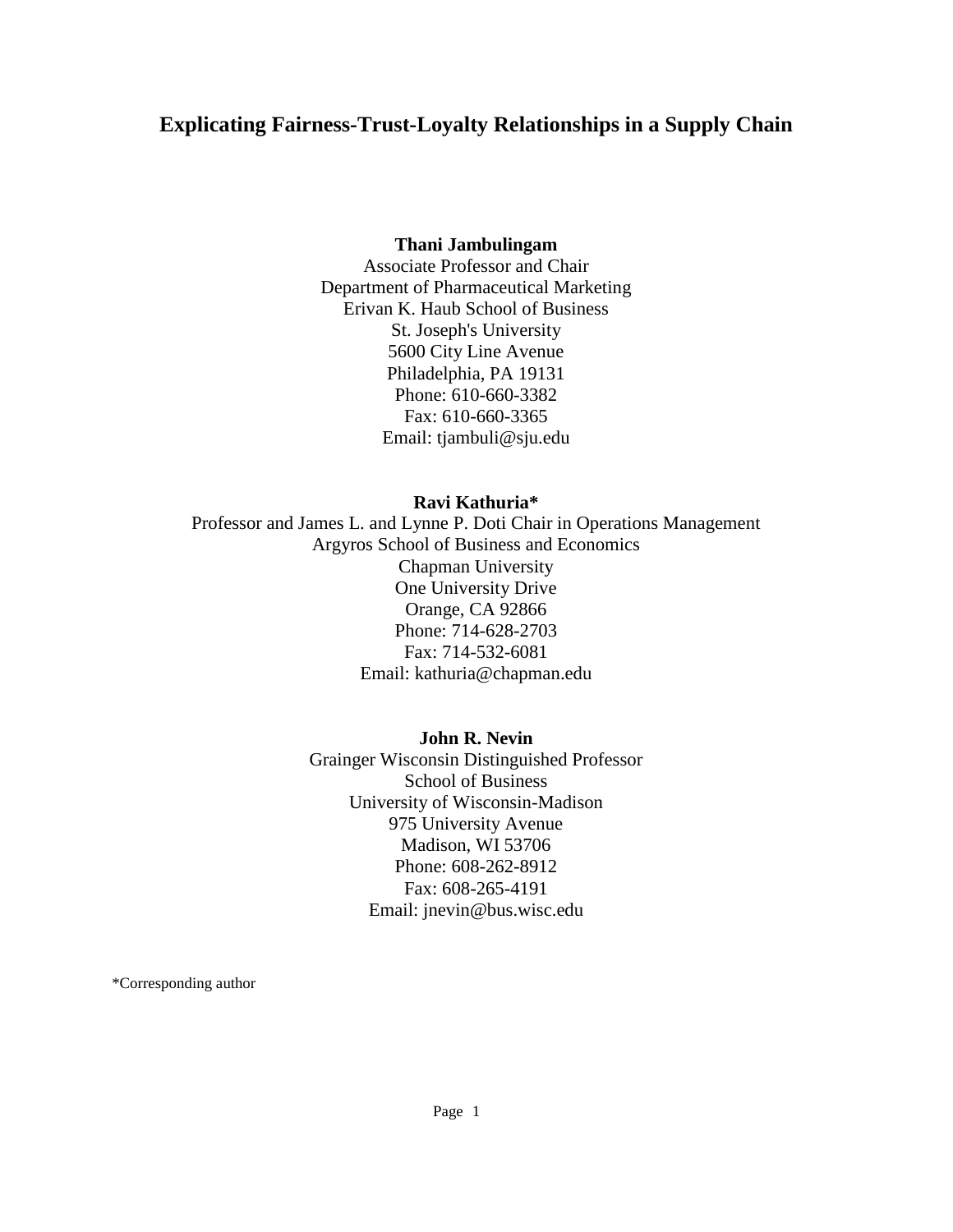# Explicating Fairness-Trust-Loyalty Relationships in a Supply Chain

**Thani Jambulingam**
Associate Professor and Chair
Department of Pharmaceutical Marketing
Erivan K. Haub School of Business
St. Joseph's University
5600 City Line Avenue
Philadelphia, PA 19131
Phone: 610-660-3382
Fax: 610-660-3365
Email: tjambuli@sju.edu

**Ravi Kathuria***
Professor and James L. and Lynne P. Doti Chair in Operations Management
Argyros School of Business and Economics
Chapman University
One University Drive
Orange, CA 92866
Phone: 714-628-2703
Fax: 714-532-6081
Email: kathuria@chapman.edu

**John R. Nevin**
Grainger Wisconsin Distinguished Professor
School of Business
University of Wisconsin-Madison
975 University Avenue
Madison, WI 53706
Phone: 608-262-8912
Fax: 608-265-4191
Email: jnevin@bus.wisc.edu

*Corresponding author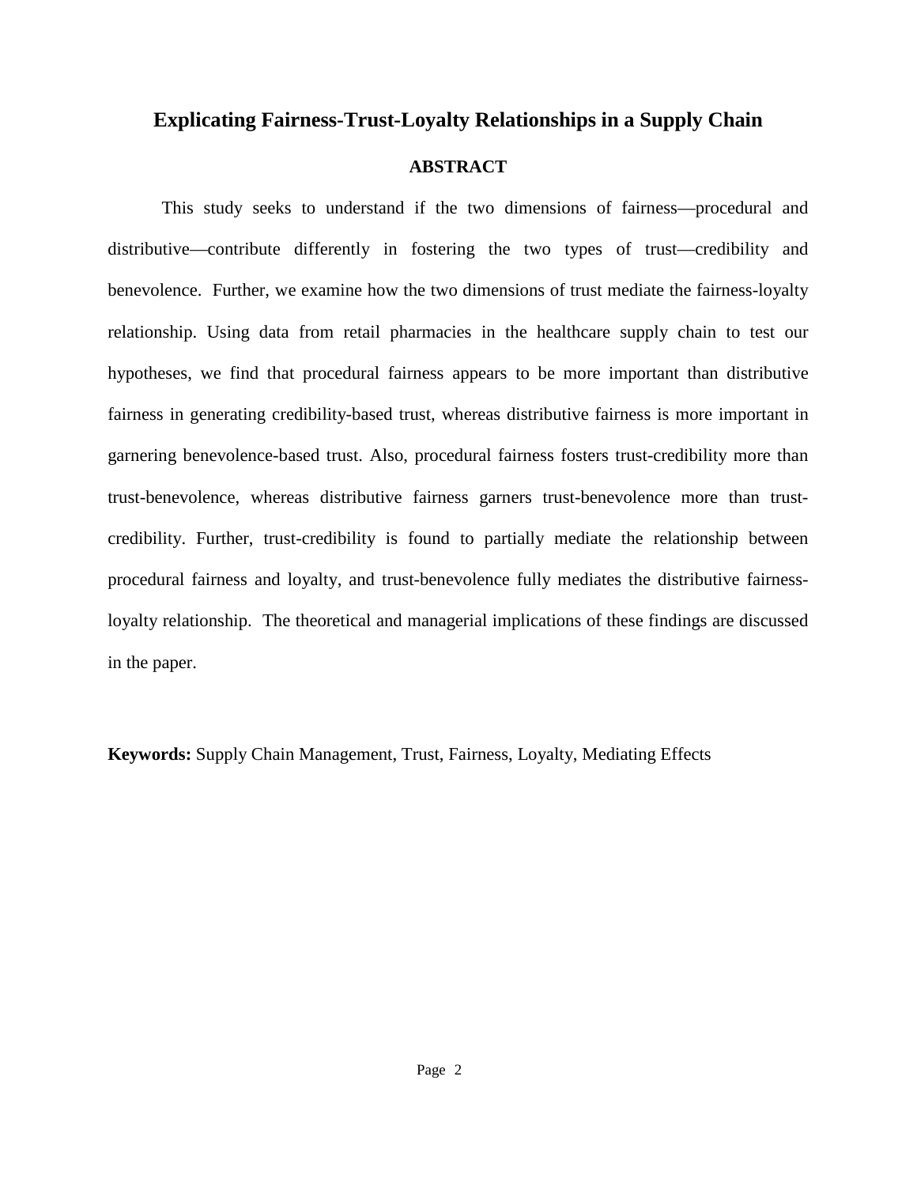# Explicating Fairness-Trust-Loyalty Relationships in a Supply Chain

## ABSTRACT

This study seeks to understand if the two dimensions of fairness—procedural and distributive—contribute differently in fostering the two types of trust—credibility and benevolence. Further, we examine how the two dimensions of trust mediate the fairness-loyalty relationship. Using data from retail pharmacies in the healthcare supply chain to test our hypotheses, we find that procedural fairness appears to be more important than distributive fairness in generating credibility-based trust, whereas distributive fairness is more important in garnering benevolence-based trust. Also, procedural fairness fosters trust-credibility more than trust-benevolence, whereas distributive fairness garners trust-benevolence more than trust-credibility. Further, trust-credibility is found to partially mediate the relationship between procedural fairness and loyalty, and trust-benevolence fully mediates the distributive fairness-loyalty relationship. The theoretical and managerial implications of these findings are discussed in the paper.

**Keywords:** Supply Chain Management, Trust, Fairness, Loyalty, Mediating Effects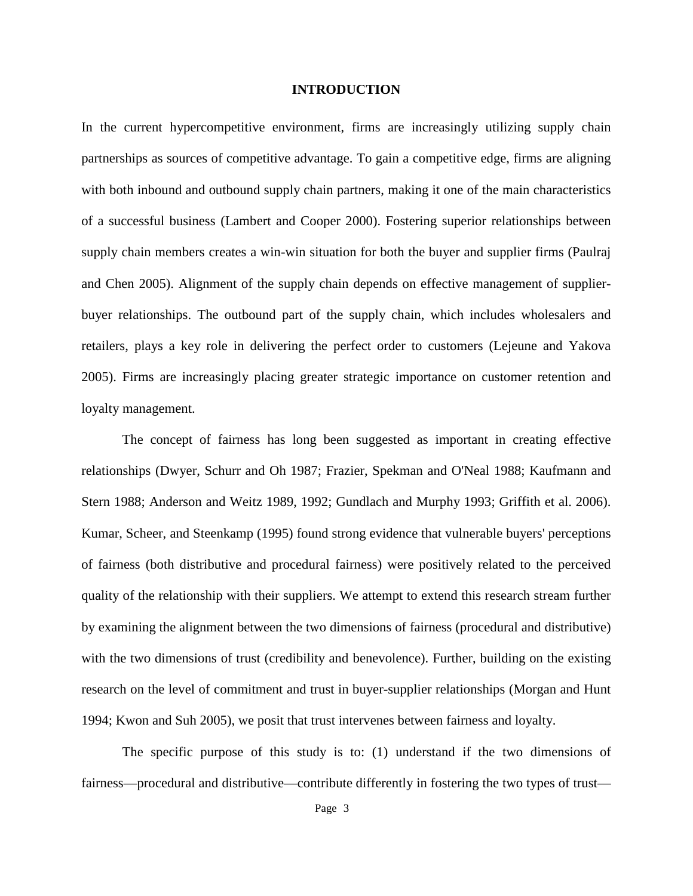# INTRODUCTION

In the current hypercompetitive environment, firms are increasingly utilizing supply chain partnerships as sources of competitive advantage. To gain a competitive edge, firms are aligning with both inbound and outbound supply chain partners, making it one of the main characteristics of a successful business (Lambert and Cooper 2000). Fostering superior relationships between supply chain members creates a win-win situation for both the buyer and supplier firms (Paulraj and Chen 2005). Alignment of the supply chain depends on effective management of supplier-buyer relationships. The outbound part of the supply chain, which includes wholesalers and retailers, plays a key role in delivering the perfect order to customers (Lejeune and Yakova 2005). Firms are increasingly placing greater strategic importance on customer retention and loyalty management.

The concept of fairness has long been suggested as important in creating effective relationships (Dwyer, Schurr and Oh 1987; Frazier, Spekman and O'Neal 1988; Kaufmann and Stern 1988; Anderson and Weitz 1989, 1992; Gundlach and Murphy 1993; Griffith et al. 2006). Kumar, Scheer, and Steenkamp (1995) found strong evidence that vulnerable buyers' perceptions of fairness (both distributive and procedural fairness) were positively related to the perceived quality of the relationship with their suppliers. We attempt to extend this research stream further by examining the alignment between the two dimensions of fairness (procedural and distributive) with the two dimensions of trust (credibility and benevolence). Further, building on the existing research on the level of commitment and trust in buyer-supplier relationships (Morgan and Hunt 1994; Kwon and Suh 2005), we posit that trust intervenes between fairness and loyalty.

The specific purpose of this study is to: (1) understand if the two dimensions of fairness—procedural and distributive—contribute differently in fostering the two types of trust—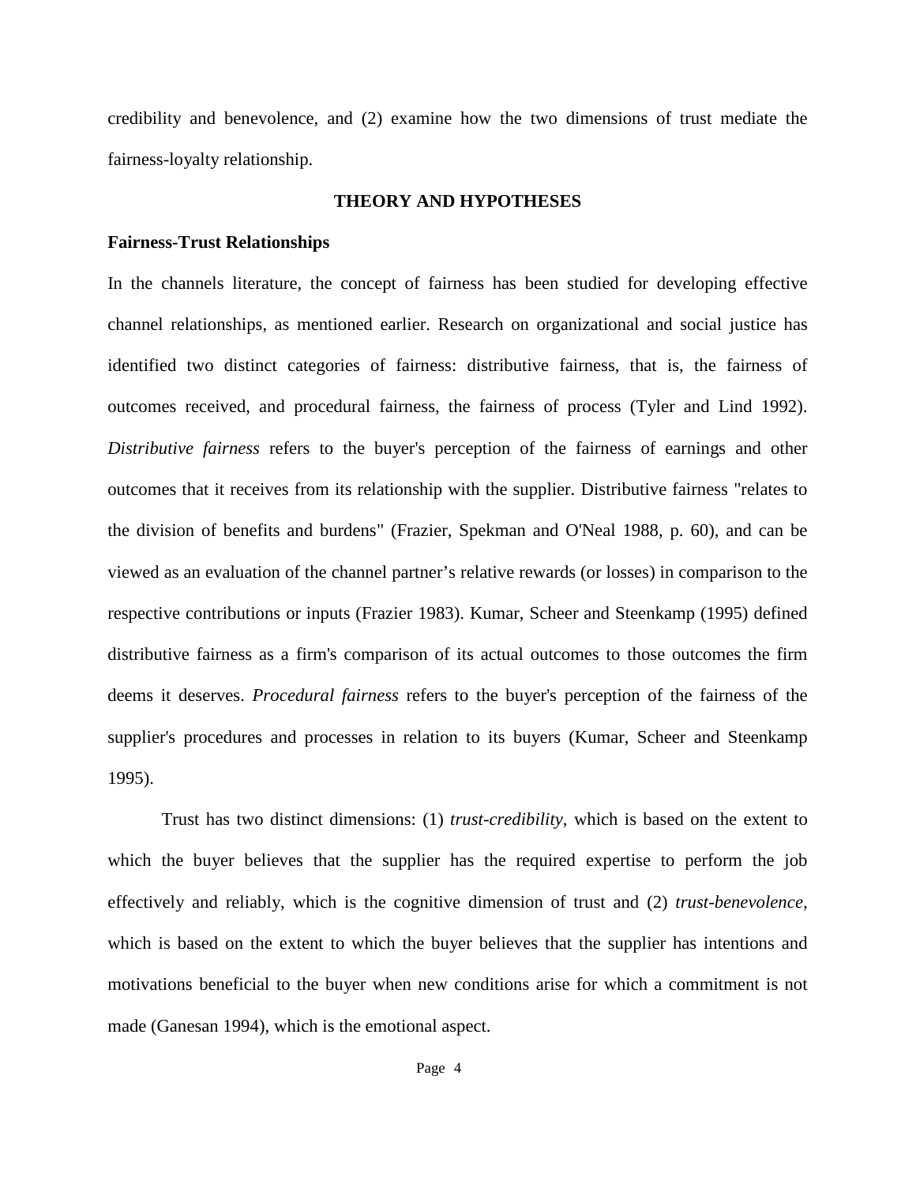credibility and benevolence, and (2) examine how the two dimensions of trust mediate the fairness-loyalty relationship.

## THEORY AND HYPOTHESES

### Fairness-Trust Relationships

In the channels literature, the concept of fairness has been studied for developing effective channel relationships, as mentioned earlier. Research on organizational and social justice has identified two distinct categories of fairness: distributive fairness, that is, the fairness of outcomes received, and procedural fairness, the fairness of process (Tyler and Lind 1992). *Distributive fairness* refers to the buyer's perception of the fairness of earnings and other outcomes that it receives from its relationship with the supplier. Distributive fairness "relates to the division of benefits and burdens" (Frazier, Spekman and O'Neal 1988, p. 60), and can be viewed as an evaluation of the channel partner's relative rewards (or losses) in comparison to the respective contributions or inputs (Frazier 1983). Kumar, Scheer and Steenkamp (1995) defined distributive fairness as a firm's comparison of its actual outcomes to those outcomes the firm deems it deserves. *Procedural fairness* refers to the buyer's perception of the fairness of the supplier's procedures and processes in relation to its buyers (Kumar, Scheer and Steenkamp 1995).

Trust has two distinct dimensions: (1) *trust-credibility*, which is based on the extent to which the buyer believes that the supplier has the required expertise to perform the job effectively and reliably, which is the cognitive dimension of trust and (2) *trust-benevolence*, which is based on the extent to which the buyer believes that the supplier has intentions and motivations beneficial to the buyer when new conditions arise for which a commitment is not made (Ganesan 1994), which is the emotional aspect.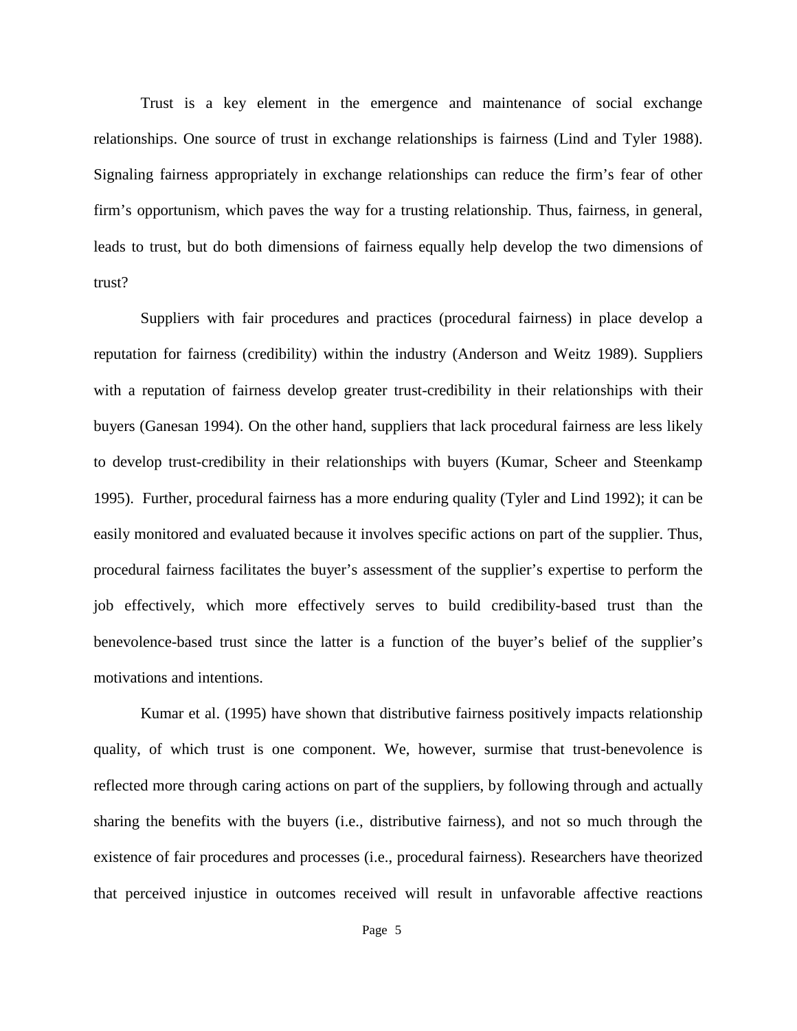Trust is a key element in the emergence and maintenance of social exchange relationships. One source of trust in exchange relationships is fairness (Lind and Tyler 1988). Signaling fairness appropriately in exchange relationships can reduce the firm's fear of other firm's opportunism, which paves the way for a trusting relationship. Thus, fairness, in general, leads to trust, but do both dimensions of fairness equally help develop the two dimensions of trust?

Suppliers with fair procedures and practices (procedural fairness) in place develop a reputation for fairness (credibility) within the industry (Anderson and Weitz 1989). Suppliers with a reputation of fairness develop greater trust-credibility in their relationships with their buyers (Ganesan 1994). On the other hand, suppliers that lack procedural fairness are less likely to develop trust-credibility in their relationships with buyers (Kumar, Scheer and Steenkamp 1995). Further, procedural fairness has a more enduring quality (Tyler and Lind 1992); it can be easily monitored and evaluated because it involves specific actions on part of the supplier. Thus, procedural fairness facilitates the buyer's assessment of the supplier's expertise to perform the job effectively, which more effectively serves to build credibility-based trust than the benevolence-based trust since the latter is a function of the buyer's belief of the supplier's motivations and intentions.

Kumar et al. (1995) have shown that distributive fairness positively impacts relationship quality, of which trust is one component. We, however, surmise that trust-benevolence is reflected more through caring actions on part of the suppliers, by following through and actually sharing the benefits with the buyers (i.e., distributive fairness), and not so much through the existence of fair procedures and processes (i.e., procedural fairness). Researchers have theorized that perceived injustice in outcomes received will result in unfavorable affective reactions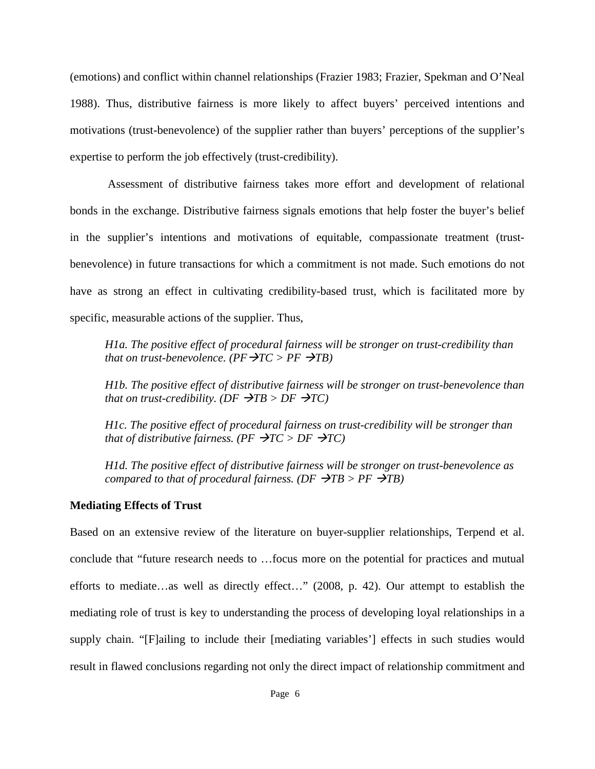(emotions) and conflict within channel relationships (Frazier 1983; Frazier, Spekman and O'Neal 1988). Thus, distributive fairness is more likely to affect buyers' perceived intentions and motivations (trust-benevolence) of the supplier rather than buyers' perceptions of the supplier's expertise to perform the job effectively (trust-credibility).

Assessment of distributive fairness takes more effort and development of relational bonds in the exchange. Distributive fairness signals emotions that help foster the buyer's belief in the supplier's intentions and motivations of equitable, compassionate treatment (trust-benevolence) in future transactions for which a commitment is not made. Such emotions do not have as strong an effect in cultivating credibility-based trust, which is facilitated more by specific, measurable actions of the supplier. Thus,

*H1a. The positive effect of procedural fairness will be stronger on trust-credibility than that on trust-benevolence. (PF→TC > PF →TB)*

*H1b. The positive effect of distributive fairness will be stronger on trust-benevolence than that on trust-credibility. (DF →TB > DF →TC)*

*H1c. The positive effect of procedural fairness on trust-credibility will be stronger than that of distributive fairness. (PF →TC > DF →TC)*

*H1d. The positive effect of distributive fairness will be stronger on trust-benevolence as compared to that of procedural fairness. (DF →TB > PF →TB)*

**Mediating Effects of Trust**

Based on an extensive review of the literature on buyer-supplier relationships, Terpend et al. conclude that "future research needs to …focus more on the potential for practices and mutual efforts to mediate…as well as directly effect…" (2008, p. 42). Our attempt to establish the mediating role of trust is key to understanding the process of developing loyal relationships in a supply chain. "[F]ailing to include their [mediating variables'] effects in such studies would result in flawed conclusions regarding not only the direct impact of relationship commitment and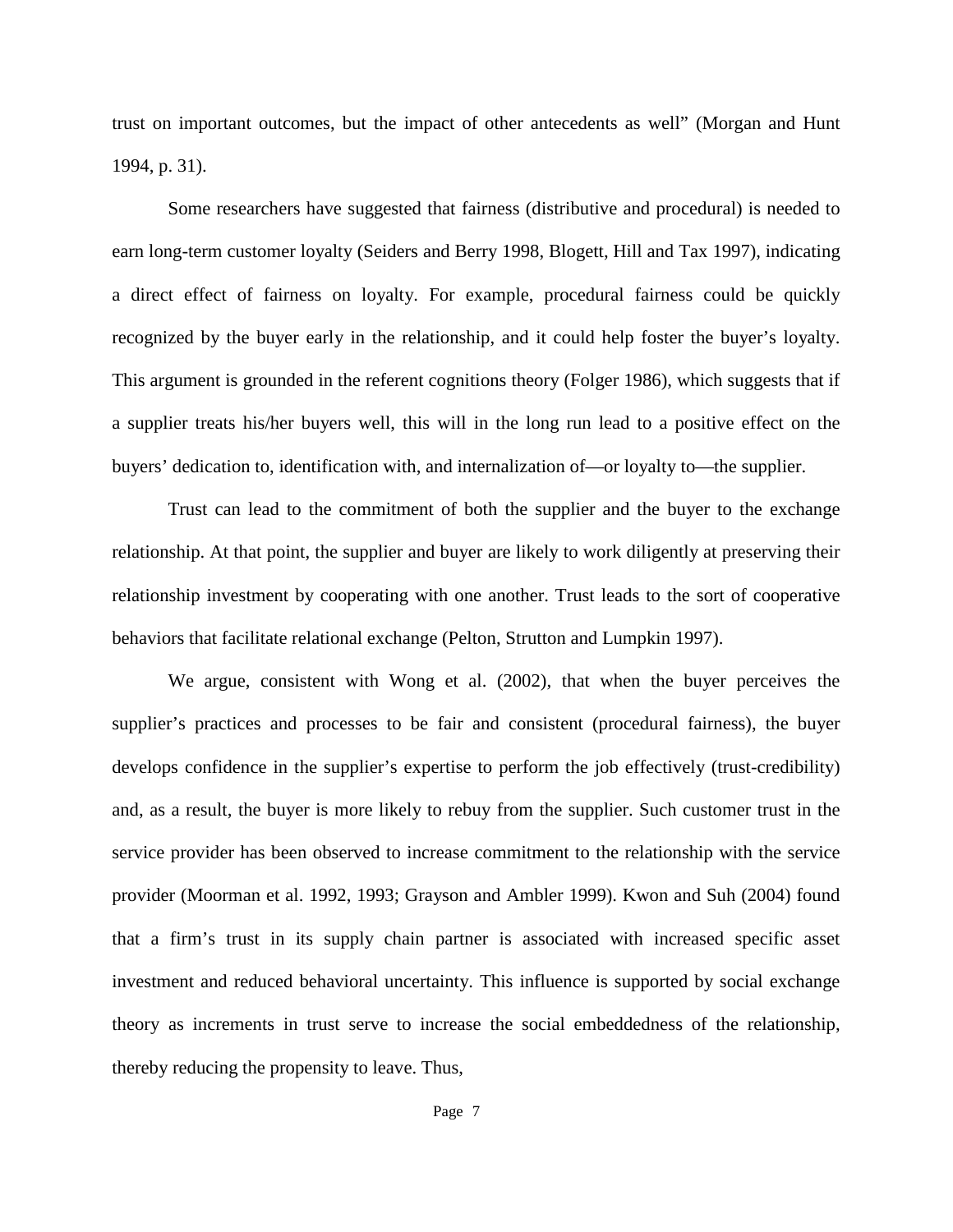trust on important outcomes, but the impact of other antecedents as well" (Morgan and Hunt 1994, p. 31).

Some researchers have suggested that fairness (distributive and procedural) is needed to earn long-term customer loyalty (Seiders and Berry 1998, Blogett, Hill and Tax 1997), indicating a direct effect of fairness on loyalty. For example, procedural fairness could be quickly recognized by the buyer early in the relationship, and it could help foster the buyer's loyalty. This argument is grounded in the referent cognitions theory (Folger 1986), which suggests that if a supplier treats his/her buyers well, this will in the long run lead to a positive effect on the buyers' dedication to, identification with, and internalization of—or loyalty to—the supplier.

Trust can lead to the commitment of both the supplier and the buyer to the exchange relationship. At that point, the supplier and buyer are likely to work diligently at preserving their relationship investment by cooperating with one another. Trust leads to the sort of cooperative behaviors that facilitate relational exchange (Pelton, Strutton and Lumpkin 1997).

We argue, consistent with Wong et al. (2002), that when the buyer perceives the supplier's practices and processes to be fair and consistent (procedural fairness), the buyer develops confidence in the supplier's expertise to perform the job effectively (trust-credibility) and, as a result, the buyer is more likely to rebuy from the supplier. Such customer trust in the service provider has been observed to increase commitment to the relationship with the service provider (Moorman et al. 1992, 1993; Grayson and Ambler 1999). Kwon and Suh (2004) found that a firm's trust in its supply chain partner is associated with increased specific asset investment and reduced behavioral uncertainty. This influence is supported by social exchange theory as increments in trust serve to increase the social embeddedness of the relationship, thereby reducing the propensity to leave. Thus,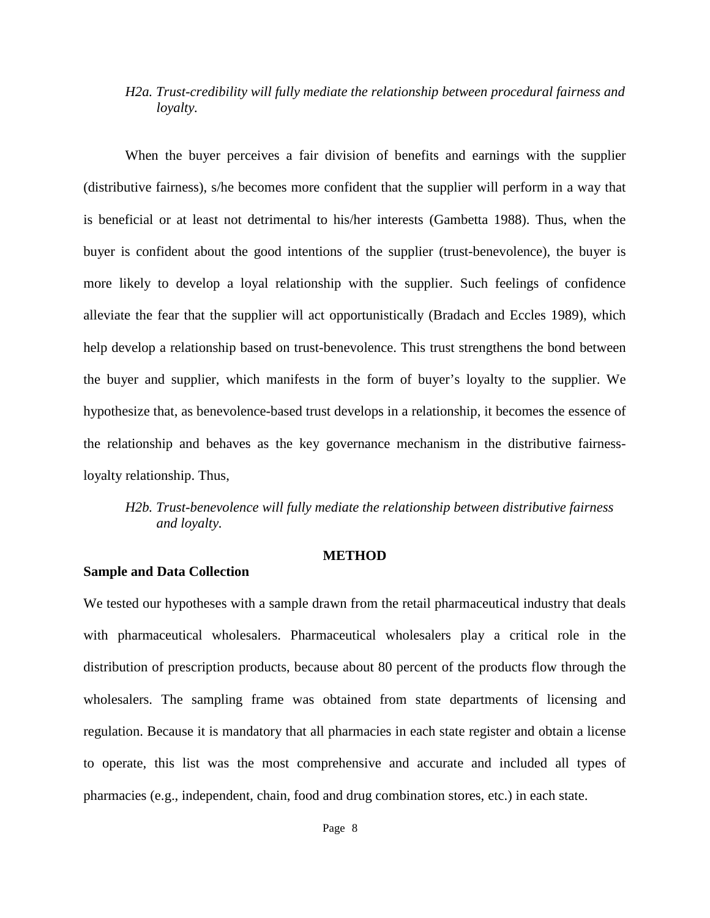*H2a. Trust-credibility will fully mediate the relationship between procedural fairness and loyalty.*

When the buyer perceives a fair division of benefits and earnings with the supplier (distributive fairness), s/he becomes more confident that the supplier will perform in a way that is beneficial or at least not detrimental to his/her interests (Gambetta 1988). Thus, when the buyer is confident about the good intentions of the supplier (trust-benevolence), the buyer is more likely to develop a loyal relationship with the supplier. Such feelings of confidence alleviate the fear that the supplier will act opportunistically (Bradach and Eccles 1989), which help develop a relationship based on trust-benevolence. This trust strengthens the bond between the buyer and supplier, which manifests in the form of buyer's loyalty to the supplier. We hypothesize that, as benevolence-based trust develops in a relationship, it becomes the essence of the relationship and behaves as the key governance mechanism in the distributive fairness-loyalty relationship. Thus,

*H2b. Trust-benevolence will fully mediate the relationship between distributive fairness and loyalty.*

## METHOD

### Sample and Data Collection

We tested our hypotheses with a sample drawn from the retail pharmaceutical industry that deals with pharmaceutical wholesalers. Pharmaceutical wholesalers play a critical role in the distribution of prescription products, because about 80 percent of the products flow through the wholesalers. The sampling frame was obtained from state departments of licensing and regulation. Because it is mandatory that all pharmacies in each state register and obtain a license to operate, this list was the most comprehensive and accurate and included all types of pharmacies (e.g., independent, chain, food and drug combination stores, etc.) in each state.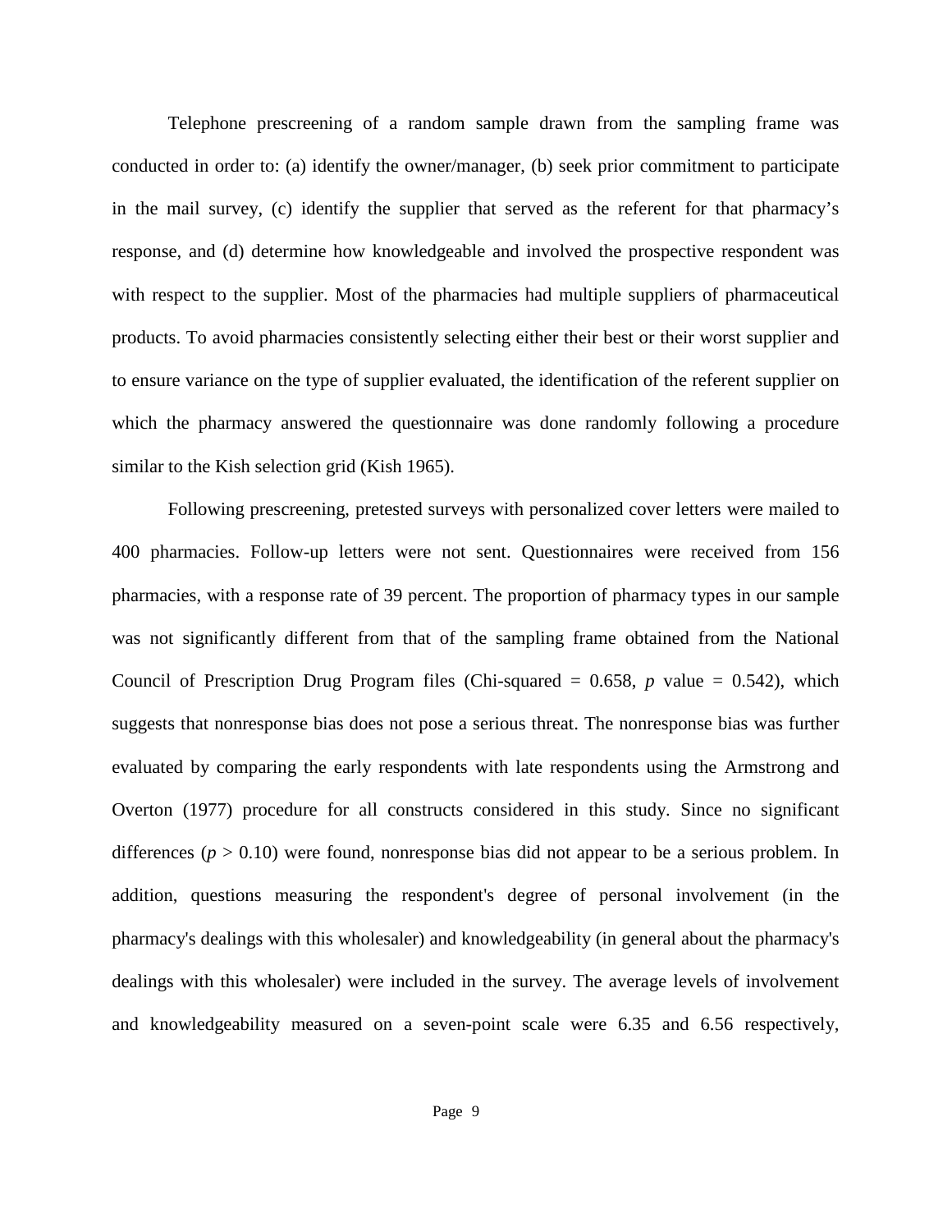Telephone prescreening of a random sample drawn from the sampling frame was conducted in order to: (a) identify the owner/manager, (b) seek prior commitment to participate in the mail survey, (c) identify the supplier that served as the referent for that pharmacy's response, and (d) determine how knowledgeable and involved the prospective respondent was with respect to the supplier. Most of the pharmacies had multiple suppliers of pharmaceutical products. To avoid pharmacies consistently selecting either their best or their worst supplier and to ensure variance on the type of supplier evaluated, the identification of the referent supplier on which the pharmacy answered the questionnaire was done randomly following a procedure similar to the Kish selection grid (Kish 1965).

Following prescreening, pretested surveys with personalized cover letters were mailed to 400 pharmacies. Follow-up letters were not sent. Questionnaires were received from 156 pharmacies, with a response rate of 39 percent. The proportion of pharmacy types in our sample was not significantly different from that of the sampling frame obtained from the National Council of Prescription Drug Program files (Chi-squared = 0.658, *p* value = 0.542), which suggests that nonresponse bias does not pose a serious threat. The nonresponse bias was further evaluated by comparing the early respondents with late respondents using the Armstrong and Overton (1977) procedure for all constructs considered in this study. Since no significant differences ($p > 0.10$) were found, nonresponse bias did not appear to be a serious problem. In addition, questions measuring the respondent's degree of personal involvement (in the pharmacy's dealings with this wholesaler) and knowledgeability (in general about the pharmacy's dealings with this wholesaler) were included in the survey. The average levels of involvement and knowledgeability measured on a seven-point scale were 6.35 and 6.56 respectively,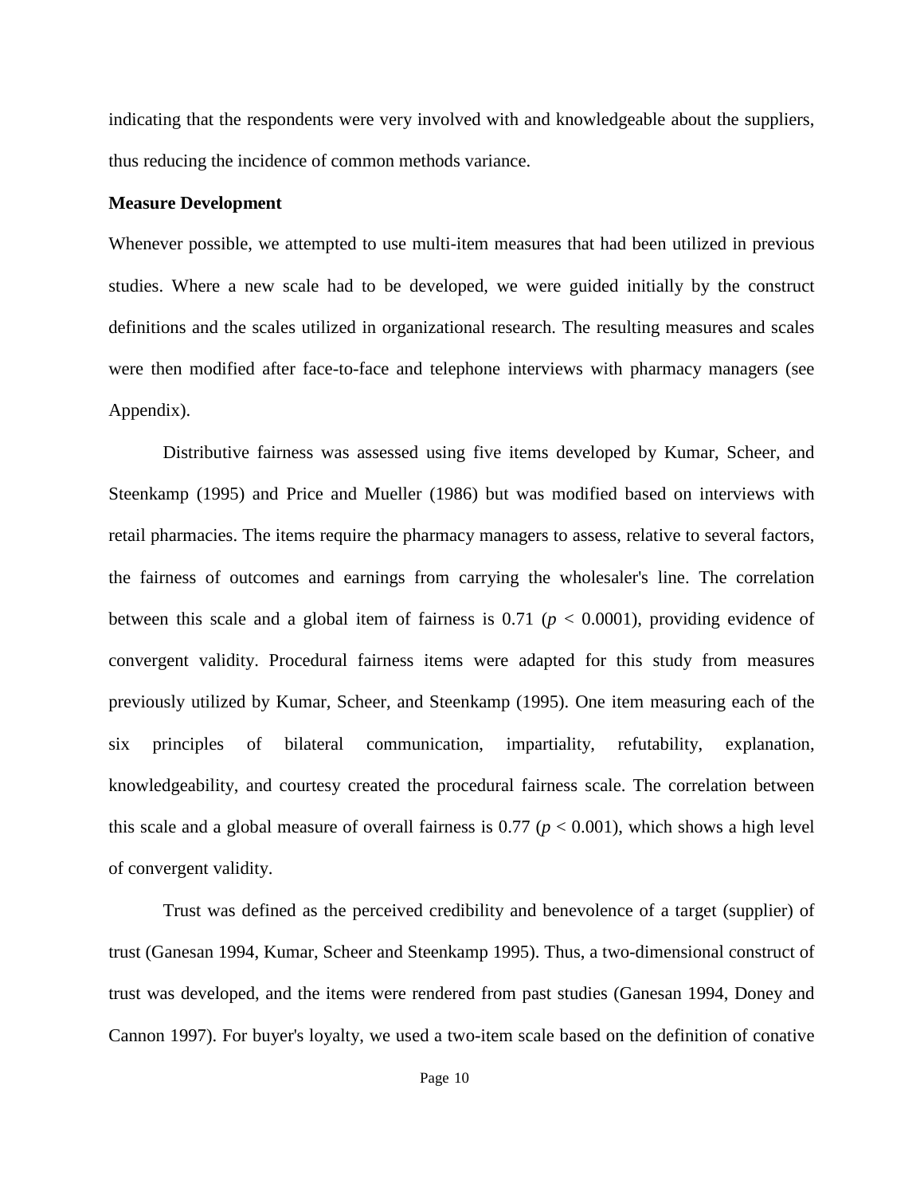indicating that the respondents were very involved with and knowledgeable about the suppliers, thus reducing the incidence of common methods variance.

**Measure Development**

Whenever possible, we attempted to use multi-item measures that had been utilized in previous studies. Where a new scale had to be developed, we were guided initially by the construct definitions and the scales utilized in organizational research. The resulting measures and scales were then modified after face-to-face and telephone interviews with pharmacy managers (see Appendix).

Distributive fairness was assessed using five items developed by Kumar, Scheer, and Steenkamp (1995) and Price and Mueller (1986) but was modified based on interviews with retail pharmacies. The items require the pharmacy managers to assess, relative to several factors, the fairness of outcomes and earnings from carrying the wholesaler's line. The correlation between this scale and a global item of fairness is 0.71 ($p < 0.0001$), providing evidence of convergent validity. Procedural fairness items were adapted for this study from measures previously utilized by Kumar, Scheer, and Steenkamp (1995). One item measuring each of the six principles of bilateral communication, impartiality, refutability, explanation, knowledgeability, and courtesy created the procedural fairness scale. The correlation between this scale and a global measure of overall fairness is 0.77 ($p < 0.001$), which shows a high level of convergent validity.

Trust was defined as the perceived credibility and benevolence of a target (supplier) of trust (Ganesan 1994, Kumar, Scheer and Steenkamp 1995). Thus, a two-dimensional construct of trust was developed, and the items were rendered from past studies (Ganesan 1994, Doney and Cannon 1997). For buyer's loyalty, we used a two-item scale based on the definition of conative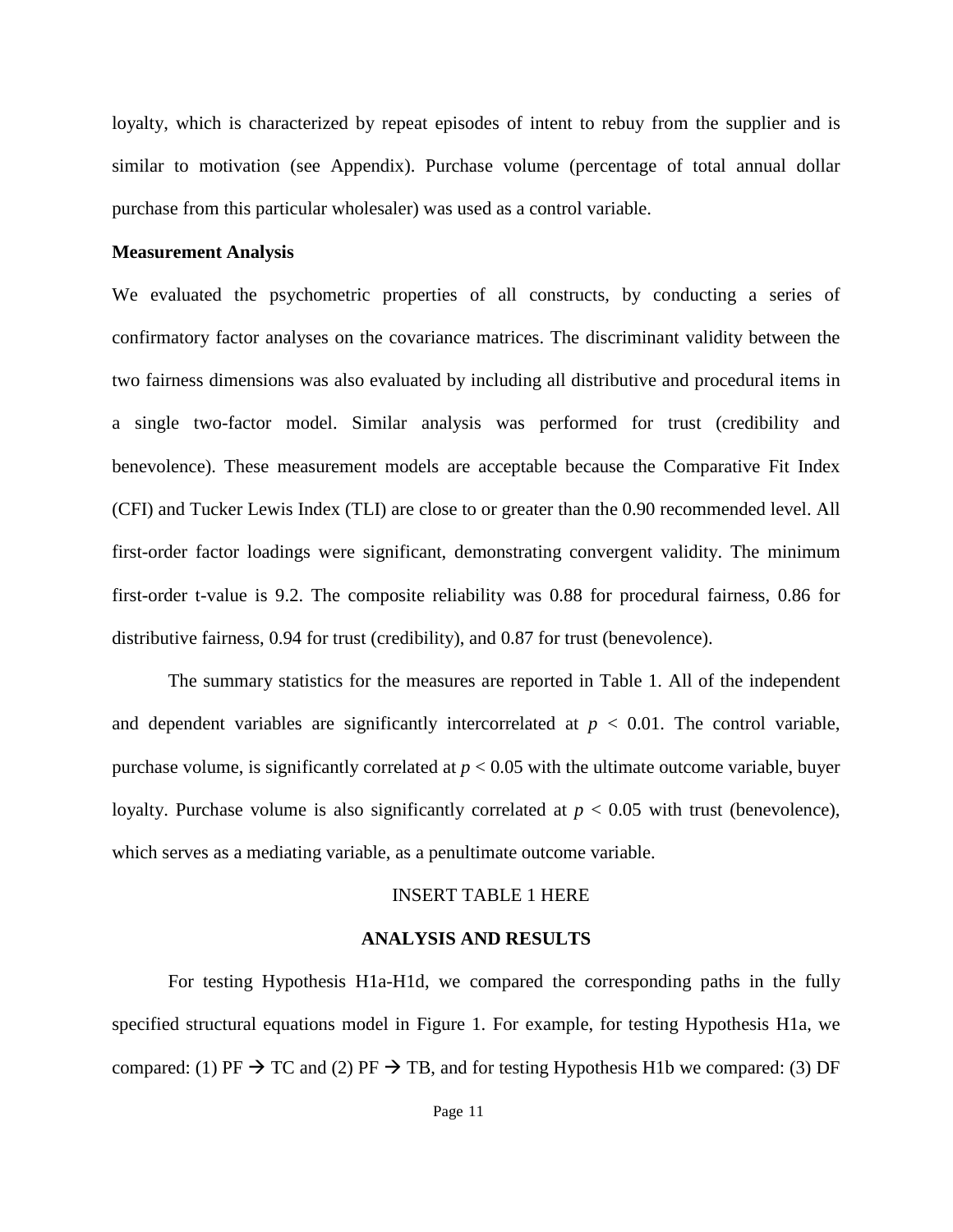loyalty, which is characterized by repeat episodes of intent to rebuy from the supplier and is similar to motivation (see Appendix). Purchase volume (percentage of total annual dollar purchase from this particular wholesaler) was used as a control variable.

**Measurement Analysis**

We evaluated the psychometric properties of all constructs, by conducting a series of confirmatory factor analyses on the covariance matrices. The discriminant validity between the two fairness dimensions was also evaluated by including all distributive and procedural items in a single two-factor model. Similar analysis was performed for trust (credibility and benevolence). These measurement models are acceptable because the Comparative Fit Index (CFI) and Tucker Lewis Index (TLI) are close to or greater than the 0.90 recommended level. All first-order factor loadings were significant, demonstrating convergent validity. The minimum first-order t-value is 9.2. The composite reliability was 0.88 for procedural fairness, 0.86 for distributive fairness, 0.94 for trust (credibility), and 0.87 for trust (benevolence).

The summary statistics for the measures are reported in Table 1. All of the independent and dependent variables are significantly intercorrelated at $p < 0.01$. The control variable, purchase volume, is significantly correlated at $p < 0.05$ with the ultimate outcome variable, buyer loyalty. Purchase volume is also significantly correlated at $p < 0.05$ with trust (benevolence), which serves as a mediating variable, as a penultimate outcome variable.

INSERT TABLE 1 HERE

## ANALYSIS AND RESULTS

For testing Hypothesis H1a-H1d, we compared the corresponding paths in the fully specified structural equations model in Figure 1. For example, for testing Hypothesis H1a, we compared: (1) PF → TC and (2) PF → TB, and for testing Hypothesis H1b we compared: (3) DF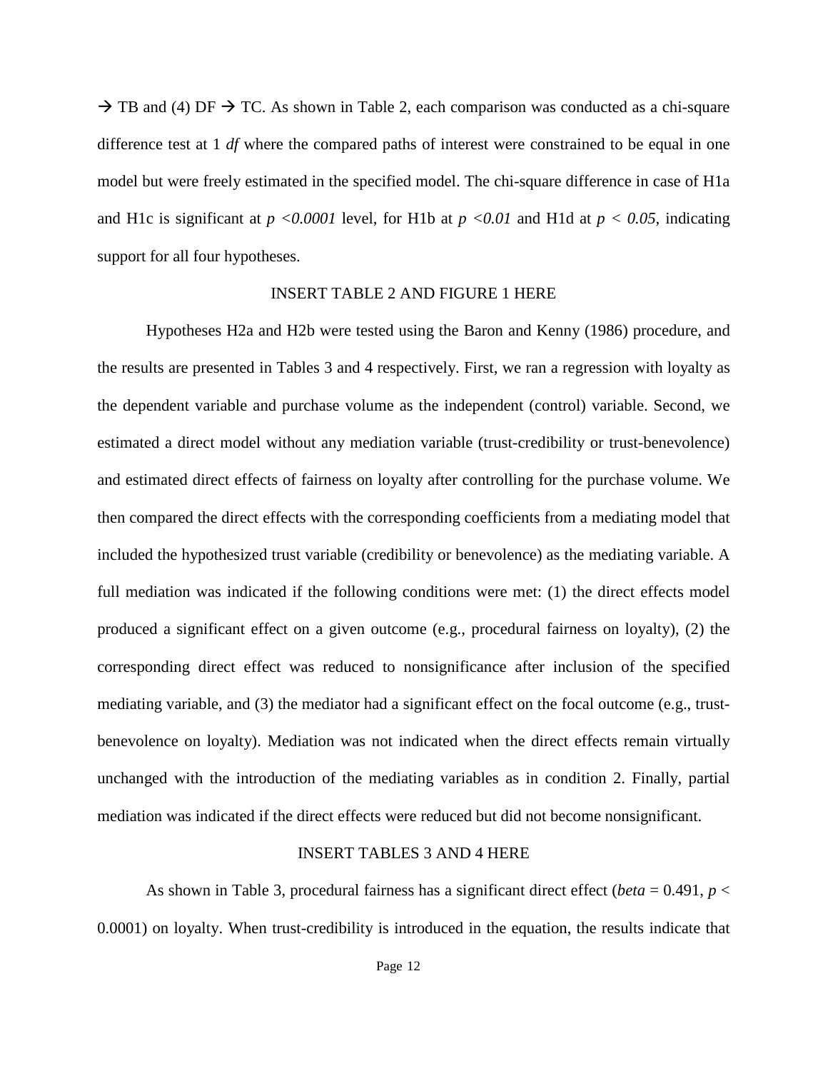→ TB and (4) DF → TC. As shown in Table 2, each comparison was conducted as a chi-square difference test at 1 *df* where the compared paths of interest were constrained to be equal in one model but were freely estimated in the specified model. The chi-square difference in case of H1a and H1c is significant at $p < 0.0001$ level, for H1b at $p < 0.01$ and H1d at $p < 0.05$, indicating support for all four hypotheses.

INSERT TABLE 2 AND FIGURE 1 HERE

Hypotheses H2a and H2b were tested using the Baron and Kenny (1986) procedure, and the results are presented in Tables 3 and 4 respectively. First, we ran a regression with loyalty as the dependent variable and purchase volume as the independent (control) variable. Second, we estimated a direct model without any mediation variable (trust-credibility or trust-benevolence) and estimated direct effects of fairness on loyalty after controlling for the purchase volume. We then compared the direct effects with the corresponding coefficients from a mediating model that included the hypothesized trust variable (credibility or benevolence) as the mediating variable. A full mediation was indicated if the following conditions were met: (1) the direct effects model produced a significant effect on a given outcome (e.g., procedural fairness on loyalty), (2) the corresponding direct effect was reduced to nonsignificance after inclusion of the specified mediating variable, and (3) the mediator had a significant effect on the focal outcome (e.g., trust-benevolence on loyalty). Mediation was not indicated when the direct effects remain virtually unchanged with the introduction of the mediating variables as in condition 2. Finally, partial mediation was indicated if the direct effects were reduced but did not become nonsignificant.

INSERT TABLES 3 AND 4 HERE

As shown in Table 3, procedural fairness has a significant direct effect (*beta* = 0.491, $p <$ 0.0001) on loyalty. When trust-credibility is introduced in the equation, the results indicate that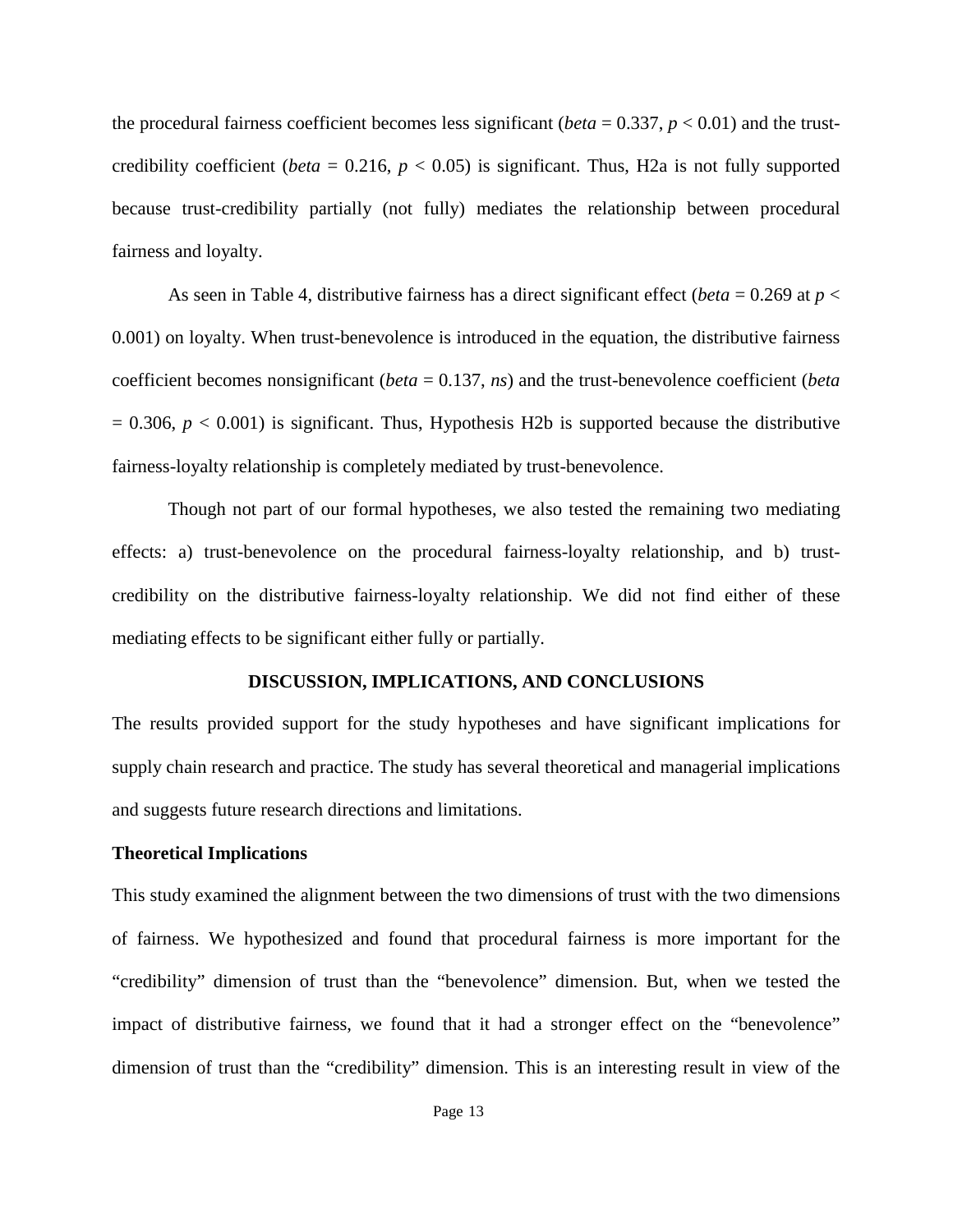the procedural fairness coefficient becomes less significant (*beta* = 0.337, $p < 0.01$) and the trust-credibility coefficient (*beta* = 0.216, $p < 0.05$) is significant. Thus, H2a is not fully supported because trust-credibility partially (not fully) mediates the relationship between procedural fairness and loyalty.

As seen in Table 4, distributive fairness has a direct significant effect (*beta* = 0.269 at $p < 0.001$) on loyalty. When trust-benevolence is introduced in the equation, the distributive fairness coefficient becomes nonsignificant (*beta* = 0.137, *ns*) and the trust-benevolence coefficient (*beta* = 0.306, $p < 0.001$) is significant. Thus, Hypothesis H2b is supported because the distributive fairness-loyalty relationship is completely mediated by trust-benevolence.

Though not part of our formal hypotheses, we also tested the remaining two mediating effects: a) trust-benevolence on the procedural fairness-loyalty relationship, and b) trust-credibility on the distributive fairness-loyalty relationship. We did not find either of these mediating effects to be significant either fully or partially.

## DISCUSSION, IMPLICATIONS, AND CONCLUSIONS

The results provided support for the study hypotheses and have significant implications for supply chain research and practice. The study has several theoretical and managerial implications and suggests future research directions and limitations.

### Theoretical Implications

This study examined the alignment between the two dimensions of trust with the two dimensions of fairness. We hypothesized and found that procedural fairness is more important for the "credibility" dimension of trust than the "benevolence" dimension. But, when we tested the impact of distributive fairness, we found that it had a stronger effect on the "benevolence" dimension of trust than the "credibility" dimension. This is an interesting result in view of the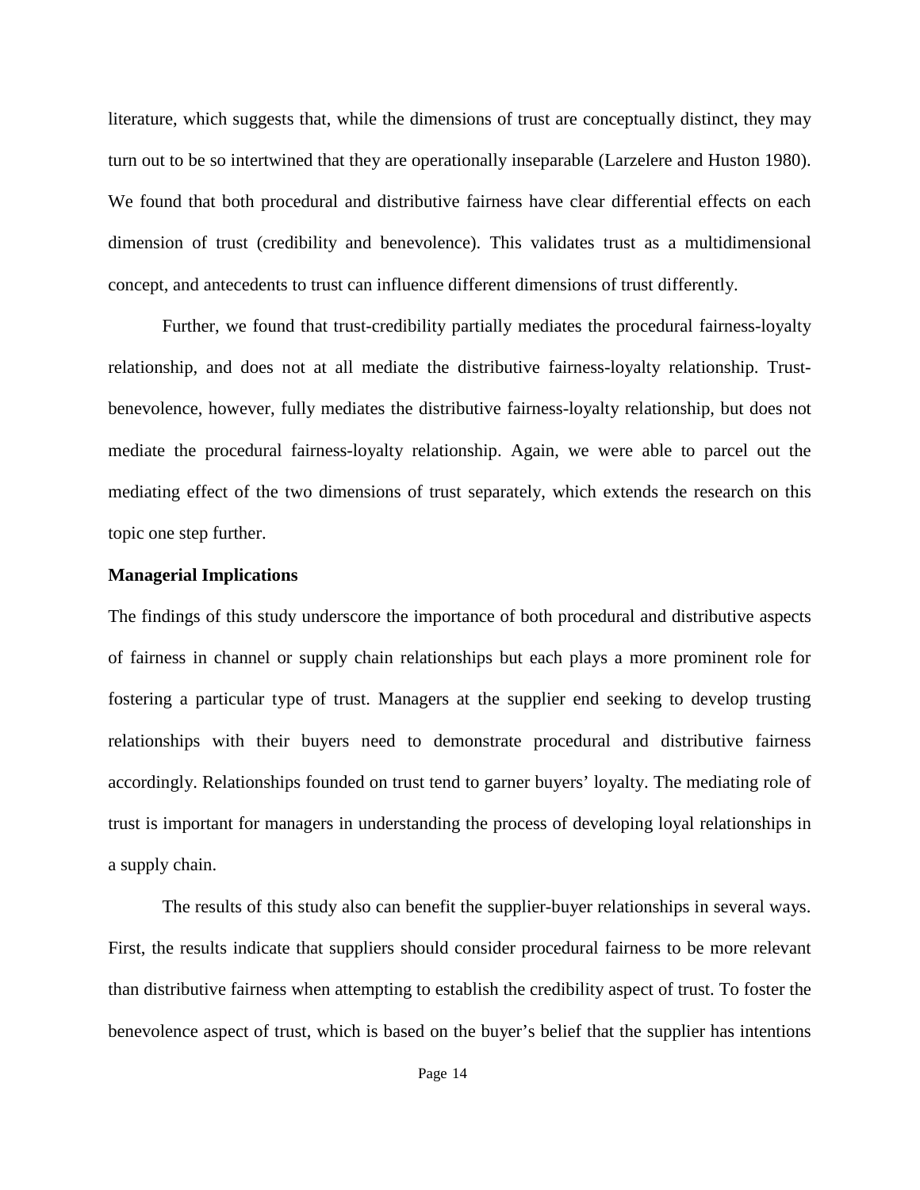literature, which suggests that, while the dimensions of trust are conceptually distinct, they may turn out to be so intertwined that they are operationally inseparable (Larzelere and Huston 1980). We found that both procedural and distributive fairness have clear differential effects on each dimension of trust (credibility and benevolence). This validates trust as a multidimensional concept, and antecedents to trust can influence different dimensions of trust differently.

Further, we found that trust-credibility partially mediates the procedural fairness-loyalty relationship, and does not at all mediate the distributive fairness-loyalty relationship. Trust-benevolence, however, fully mediates the distributive fairness-loyalty relationship, but does not mediate the procedural fairness-loyalty relationship. Again, we were able to parcel out the mediating effect of the two dimensions of trust separately, which extends the research on this topic one step further.

**Managerial Implications**

The findings of this study underscore the importance of both procedural and distributive aspects of fairness in channel or supply chain relationships but each plays a more prominent role for fostering a particular type of trust. Managers at the supplier end seeking to develop trusting relationships with their buyers need to demonstrate procedural and distributive fairness accordingly. Relationships founded on trust tend to garner buyers' loyalty. The mediating role of trust is important for managers in understanding the process of developing loyal relationships in a supply chain.

The results of this study also can benefit the supplier-buyer relationships in several ways. First, the results indicate that suppliers should consider procedural fairness to be more relevant than distributive fairness when attempting to establish the credibility aspect of trust. To foster the benevolence aspect of trust, which is based on the buyer's belief that the supplier has intentions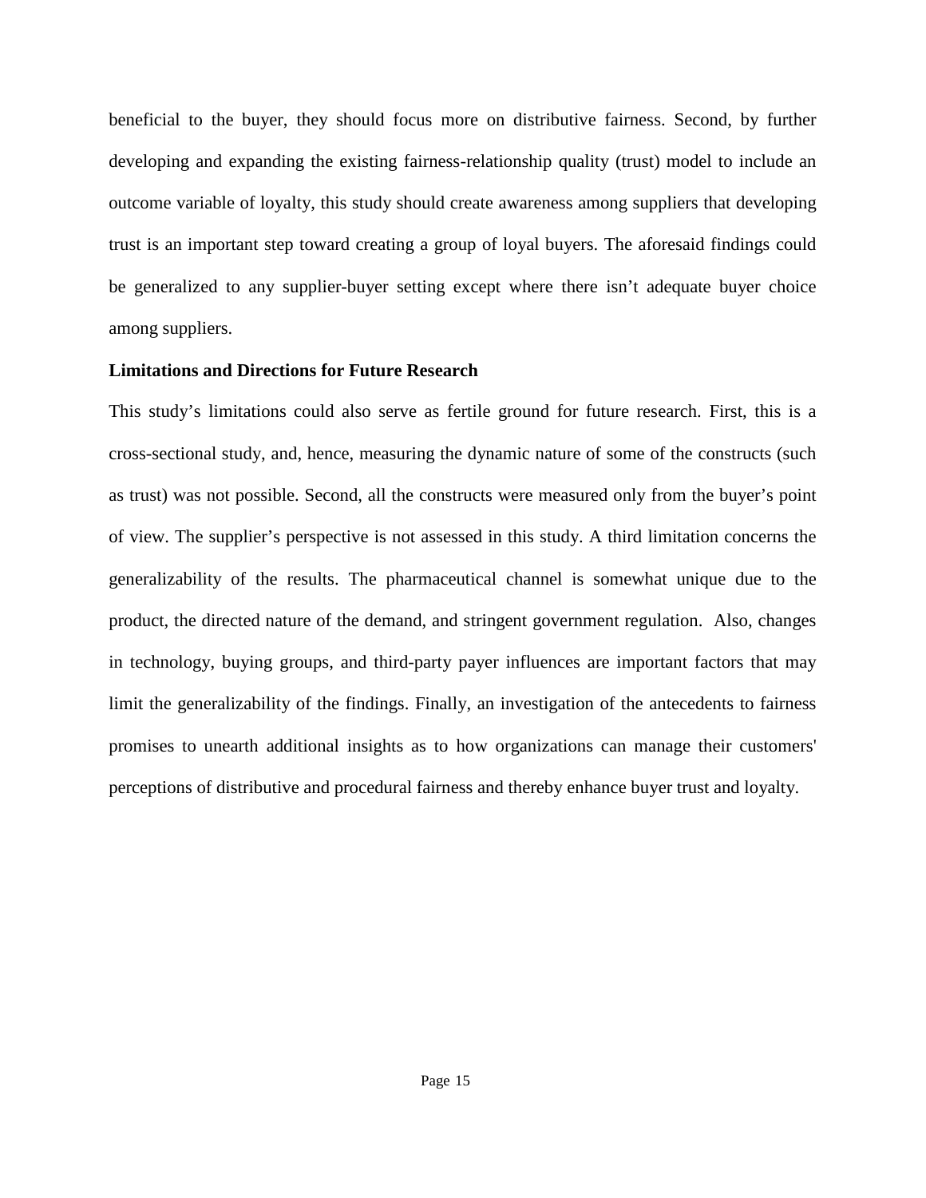beneficial to the buyer, they should focus more on distributive fairness. Second, by further developing and expanding the existing fairness-relationship quality (trust) model to include an outcome variable of loyalty, this study should create awareness among suppliers that developing trust is an important step toward creating a group of loyal buyers. The aforesaid findings could be generalized to any supplier-buyer setting except where there isn't adequate buyer choice among suppliers.

**Limitations and Directions for Future Research**

This study's limitations could also serve as fertile ground for future research. First, this is a cross-sectional study, and, hence, measuring the dynamic nature of some of the constructs (such as trust) was not possible. Second, all the constructs were measured only from the buyer's point of view. The supplier's perspective is not assessed in this study. A third limitation concerns the generalizability of the results. The pharmaceutical channel is somewhat unique due to the product, the directed nature of the demand, and stringent government regulation. Also, changes in technology, buying groups, and third-party payer influences are important factors that may limit the generalizability of the findings. Finally, an investigation of the antecedents to fairness promises to unearth additional insights as to how organizations can manage their customers' perceptions of distributive and procedural fairness and thereby enhance buyer trust and loyalty.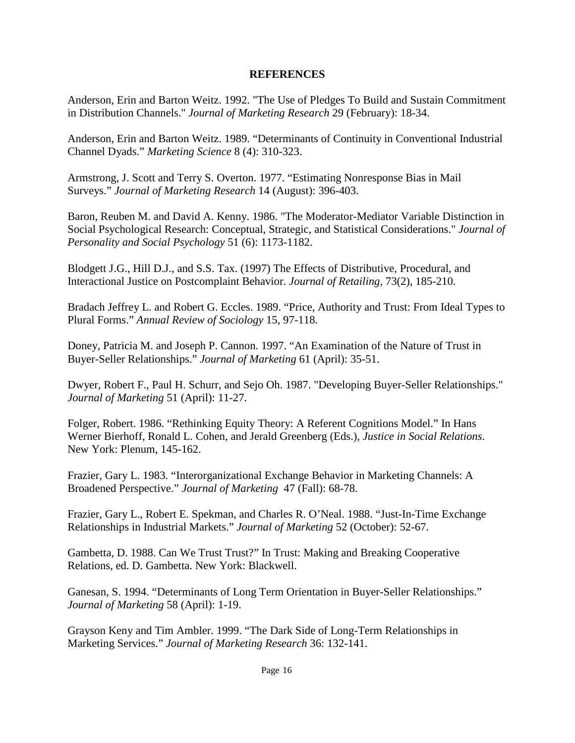## REFERENCES

Anderson, Erin and Barton Weitz. 1992. "The Use of Pledges To Build and Sustain Commitment in Distribution Channels." *Journal of Marketing Research* 29 (February): 18-34.

Anderson, Erin and Barton Weitz. 1989. "Determinants of Continuity in Conventional Industrial Channel Dyads." *Marketing Science* 8 (4): 310-323.

Armstrong, J. Scott and Terry S. Overton. 1977. "Estimating Nonresponse Bias in Mail Surveys." *Journal of Marketing Research* 14 (August): 396-403.

Baron, Reuben M. and David A. Kenny. 1986. "The Moderator-Mediator Variable Distinction in Social Psychological Research: Conceptual, Strategic, and Statistical Considerations." *Journal of Personality and Social Psychology* 51 (6): 1173-1182.

Blodgett J.G., Hill D.J., and S.S. Tax. (1997) The Effects of Distributive, Procedural, and Interactional Justice on Postcomplaint Behavior. *Journal of Retailing*, 73(2), 185-210.

Bradach Jeffrey L. and Robert G. Eccles. 1989. "Price, Authority and Trust: From Ideal Types to Plural Forms." *Annual Review of Sociology* 15, 97-118.

Doney, Patricia M. and Joseph P. Cannon. 1997. "An Examination of the Nature of Trust in Buyer-Seller Relationships." *Journal of Marketing* 61 (April): 35-51.

Dwyer, Robert F., Paul H. Schurr, and Sejo Oh. 1987. "Developing Buyer-Seller Relationships." *Journal of Marketing* 51 (April): 11-27.

Folger, Robert. 1986. "Rethinking Equity Theory: A Referent Cognitions Model." In Hans Werner Bierhoff, Ronald L. Cohen, and Jerald Greenberg (Eds.), *Justice in Social Relations*. New York: Plenum, 145-162.

Frazier, Gary L. 1983. "Interorganizational Exchange Behavior in Marketing Channels: A Broadened Perspective." *Journal of Marketing* 47 (Fall): 68-78.

Frazier, Gary L., Robert E. Spekman, and Charles R. O'Neal. 1988. "Just-In-Time Exchange Relationships in Industrial Markets." *Journal of Marketing* 52 (October): 52-67.

Gambetta, D. 1988. Can We Trust Trust?" In Trust: Making and Breaking Cooperative Relations, ed. D. Gambetta. New York: Blackwell.

Ganesan, S. 1994. "Determinants of Long Term Orientation in Buyer-Seller Relationships." *Journal of Marketing* 58 (April): 1-19.

Grayson Keny and Tim Ambler. 1999. "The Dark Side of Long-Term Relationships in Marketing Services." *Journal of Marketing Research* 36: 132-141.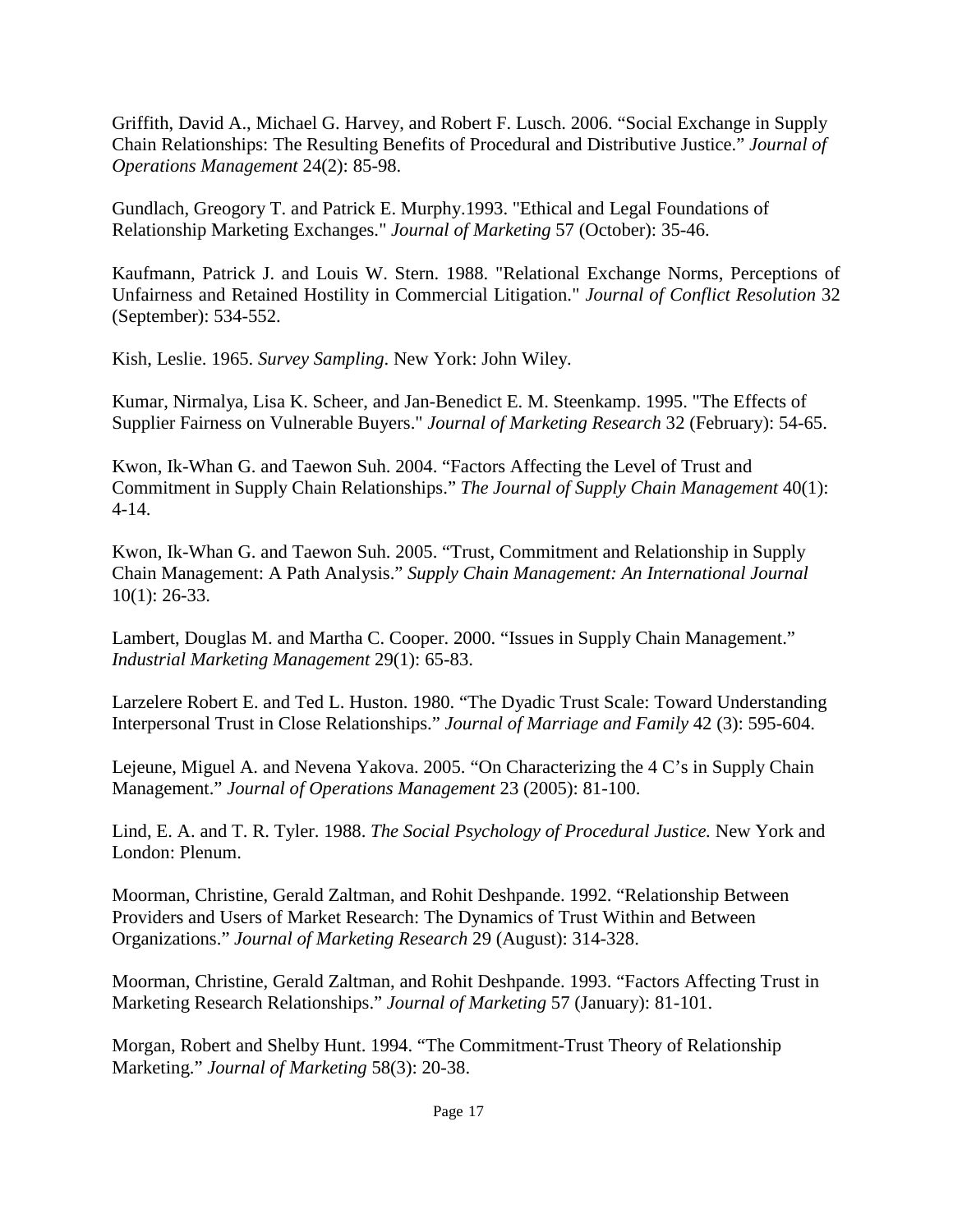Griffith, David A., Michael G. Harvey, and Robert F. Lusch. 2006. "Social Exchange in Supply Chain Relationships: The Resulting Benefits of Procedural and Distributive Justice." *Journal of Operations Management* 24(2): 85-98.

Gundlach, Gregory T. and Patrick E. Murphy.1993. "Ethical and Legal Foundations of Relationship Marketing Exchanges." *Journal of Marketing* 57 (October): 35-46.

Kaufmann, Patrick J. and Louis W. Stern. 1988. "Relational Exchange Norms, Perceptions of Unfairness and Retained Hostility in Commercial Litigation." *Journal of Conflict Resolution* 32 (September): 534-552.

Kish, Leslie. 1965. *Survey Sampling*. New York: John Wiley.

Kumar, Nirmalya, Lisa K. Scheer, and Jan-Benedict E. M. Steenkamp. 1995. "The Effects of Supplier Fairness on Vulnerable Buyers." *Journal of Marketing Research* 32 (February): 54-65.

Kwon, Ik-Whan G. and Taewon Suh. 2004. "Factors Affecting the Level of Trust and Commitment in Supply Chain Relationships." *The Journal of Supply Chain Management* 40(1): 4-14.

Kwon, Ik-Whan G. and Taewon Suh. 2005. "Trust, Commitment and Relationship in Supply Chain Management: A Path Analysis." *Supply Chain Management: An International Journal* 10(1): 26-33.

Lambert, Douglas M. and Martha C. Cooper. 2000. "Issues in Supply Chain Management." *Industrial Marketing Management* 29(1): 65-83.

Larzelere Robert E. and Ted L. Huston. 1980. "The Dyadic Trust Scale: Toward Understanding Interpersonal Trust in Close Relationships." *Journal of Marriage and Family* 42 (3): 595-604.

Lejeune, Miguel A. and Nevena Yakova. 2005. "On Characterizing the 4 C's in Supply Chain Management." *Journal of Operations Management* 23 (2005): 81-100.

Lind, E. A. and T. R. Tyler. 1988. *The Social Psychology of Procedural Justice.* New York and London: Plenum.

Moorman, Christine, Gerald Zaltman, and Rohit Deshpande. 1992. "Relationship Between Providers and Users of Market Research: The Dynamics of Trust Within and Between Organizations." *Journal of Marketing Research* 29 (August): 314-328.

Moorman, Christine, Gerald Zaltman, and Rohit Deshpande. 1993. "Factors Affecting Trust in Marketing Research Relationships." *Journal of Marketing* 57 (January): 81-101.

Morgan, Robert and Shelby Hunt. 1994. "The Commitment-Trust Theory of Relationship Marketing." *Journal of Marketing* 58(3): 20-38.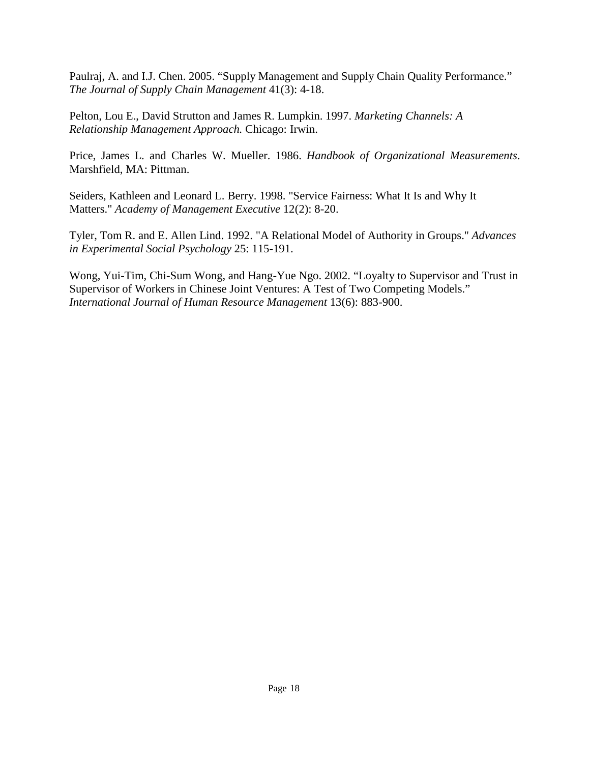Paulraj, A. and I.J. Chen. 2005. “Supply Management and Supply Chain Quality Performance.” *The Journal of Supply Chain Management* 41(3): 4-18.

Pelton, Lou E., David Strutton and James R. Lumpkin. 1997. *Marketing Channels: A Relationship Management Approach.* Chicago: Irwin.

Price, James L. and Charles W. Mueller. 1986. *Handbook of Organizational Measurements*. Marshfield, MA: Pittman.

Seiders, Kathleen and Leonard L. Berry. 1998. "Service Fairness: What It Is and Why It Matters." *Academy of Management Executive* 12(2): 8-20.

Tyler, Tom R. and E. Allen Lind. 1992. "A Relational Model of Authority in Groups." *Advances in Experimental Social Psychology* 25: 115-191.

Wong, Yui-Tim, Chi-Sum Wong, and Hang-Yue Ngo. 2002. “Loyalty to Supervisor and Trust in Supervisor of Workers in Chinese Joint Ventures: A Test of Two Competing Models.” *International Journal of Human Resource Management* 13(6): 883-900.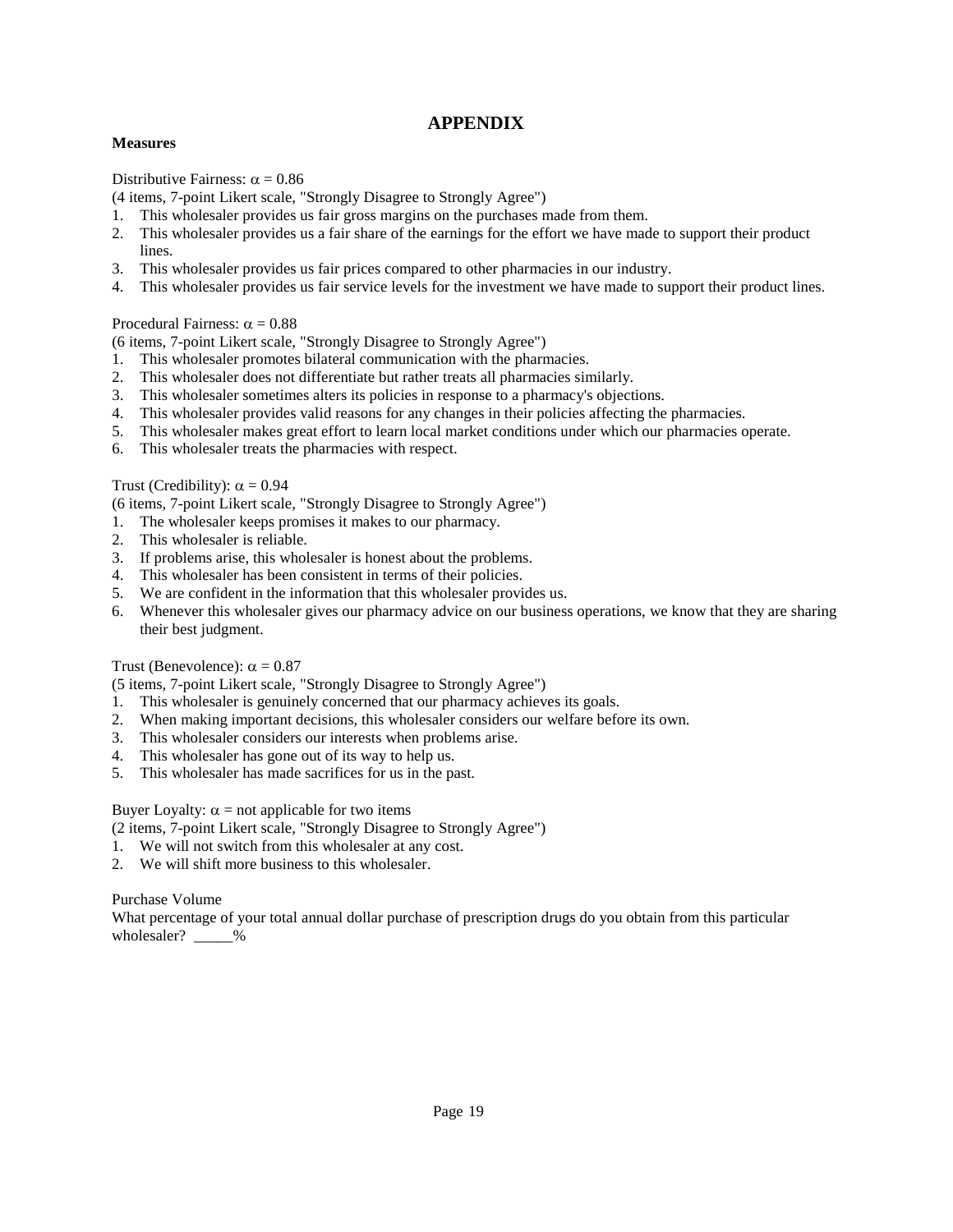# APPENDIX

**Measures**

Distributive Fairness: $\alpha = 0.86$

(4 items, 7-point Likert scale, "Strongly Disagree to Strongly Agree")

1. This wholesaler provides us fair gross margins on the purchases made from them.
2. This wholesaler provides us a fair share of the earnings for the effort we have made to support their product lines.
3. This wholesaler provides us fair prices compared to other pharmacies in our industry.
4. This wholesaler provides us fair service levels for the investment we have made to support their product lines.

Procedural Fairness: $\alpha = 0.88$

(6 items, 7-point Likert scale, "Strongly Disagree to Strongly Agree")

1. This wholesaler promotes bilateral communication with the pharmacies.
2. This wholesaler does not differentiate but rather treats all pharmacies similarly.
3. This wholesaler sometimes alters its policies in response to a pharmacy's objections.
4. This wholesaler provides valid reasons for any changes in their policies affecting the pharmacies.
5. This wholesaler makes great effort to learn local market conditions under which our pharmacies operate.
6. This wholesaler treats the pharmacies with respect.

Trust (Credibility): $\alpha = 0.94$

(6 items, 7-point Likert scale, "Strongly Disagree to Strongly Agree")

1. The wholesaler keeps promises it makes to our pharmacy.
2. This wholesaler is reliable.
3. If problems arise, this wholesaler is honest about the problems.
4. This wholesaler has been consistent in terms of their policies.
5. We are confident in the information that this wholesaler provides us.
6. Whenever this wholesaler gives our pharmacy advice on our business operations, we know that they are sharing their best judgment.

Trust (Benevolence): $\alpha = 0.87$

(5 items, 7-point Likert scale, "Strongly Disagree to Strongly Agree")

1. This wholesaler is genuinely concerned that our pharmacy achieves its goals.
2. When making important decisions, this wholesaler considers our welfare before its own.
3. This wholesaler considers our interests when problems arise.
4. This wholesaler has gone out of its way to help us.
5. This wholesaler has made sacrifices for us in the past.

Buyer Loyalty: $\alpha$ = not applicable for two items

(2 items, 7-point Likert scale, "Strongly Disagree to Strongly Agree")

1. We will not switch from this wholesaler at any cost.
2. We will shift more business to this wholesaler.

Purchase Volume

What percentage of your total annual dollar purchase of prescription drugs do you obtain from this particular wholesaler? _____%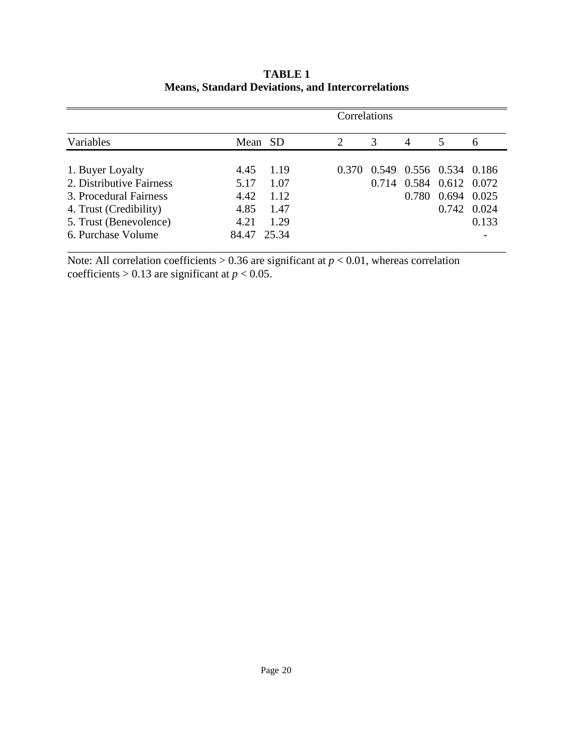**TABLE 1**
**Means, Standard Deviations, and Intercorrelations**

| | | | Correlations | | | | |
|---|---|---|---|---|---|---|---|
| Variables | Mean | SD | 2 | 3 | 4 | 5 | 6 |
| 1. Buyer Loyalty | 4.45 | 1.19 | 0.370 | 0.549 | 0.556 | 0.534 | 0.186 |
| 2. Distributive Fairness | 5.17 | 1.07 | | 0.714 | 0.584 | 0.612 | 0.072 |
| 3. Procedural Fairness | 4.42 | 1.12 | | | 0.780 | 0.694 | 0.025 |
| 4. Trust (Credibility) | 4.85 | 1.47 | | | | 0.742 | 0.024 |
| 5. Trust (Benevolence) | 4.21 | 1.29 | | | | | 0.133 |
| 6. Purchase Volume | 84.47 | 25.34 | | | | | - |

Note: All correlation coefficients > 0.36 are significant at $p < 0.01$, whereas correlation coefficients > 0.13 are significant at $p < 0.05$.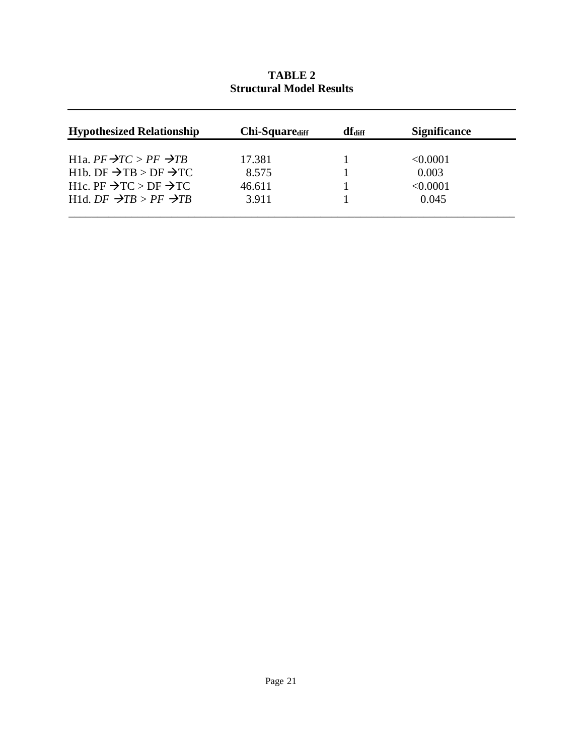**TABLE 2**
**Structural Model Results**

| Hypothesized Relationship | Chi-Square$_{diff}$ | df$_{diff}$ | Significance |
|---|---|---|---|
| H1a. *PF →TC > PF →TB* | 17.381 | 1 | <0.0001 |
| H1b. DF →TB > DF →TC | 8.575 | 1 | 0.003 |
| H1c. PF →TC > DF →TC | 46.611 | 1 | <0.0001 |
| H1d. *DF →TB > PF →TB* | 3.911 | 1 | 0.045 |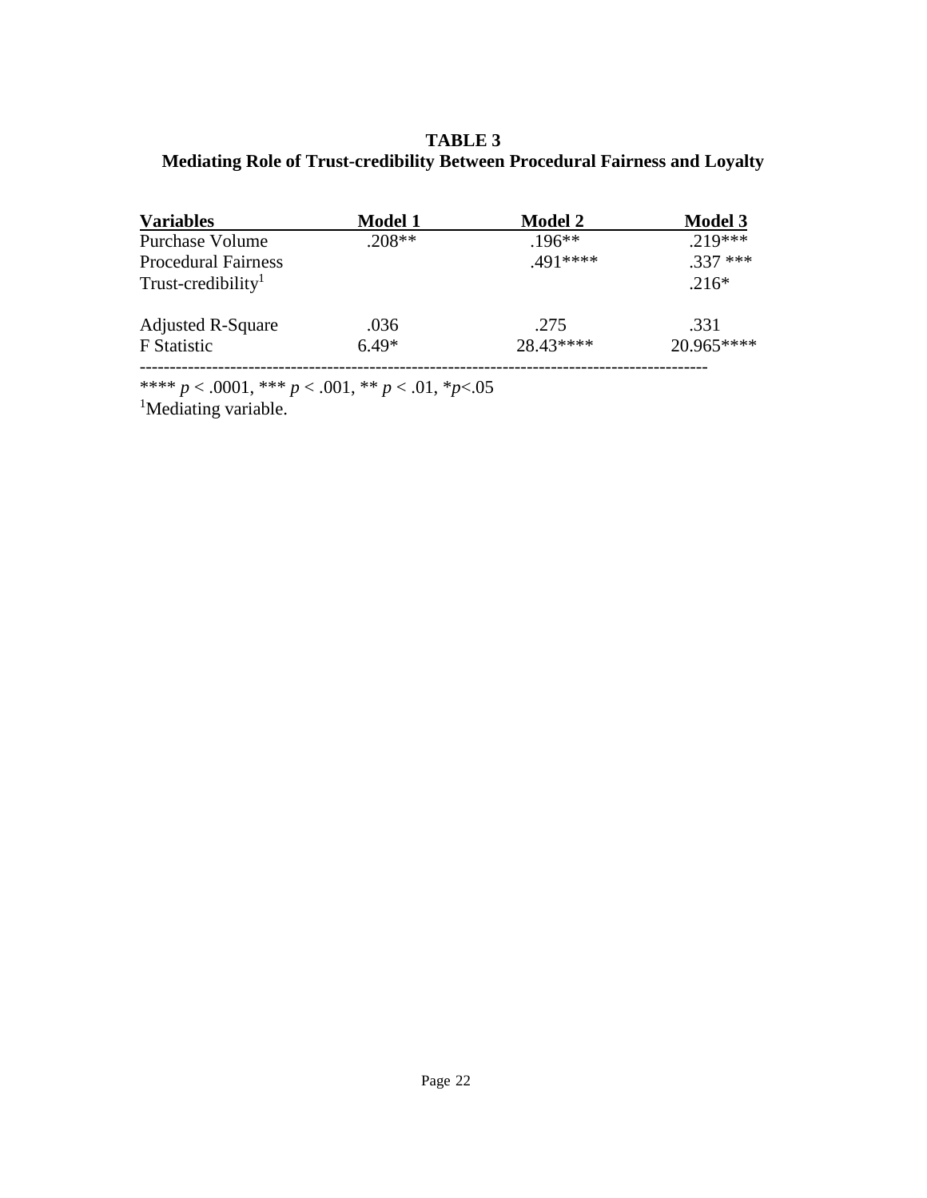**TABLE 3**
**Mediating Role of Trust-credibility Between Procedural Fairness and Loyalty**

| Variables | Model 1 | Model 2 | Model 3 |
|---|---|---|---|
| Purchase Volume | .208** | .196** | .219*** |
| Procedural Fairness | | .491**** | .337 *** |
| Trust-credibility[1] | | | .216* |
| Adjusted R-Square | .036 | .275 | .331 |
| F Statistic | 6.49* | 28.43**** | 20.965**** |

**** $p < .0001$, *** $p < .001$, ** $p < .01$, * $p<.05$

[1]Mediating variable.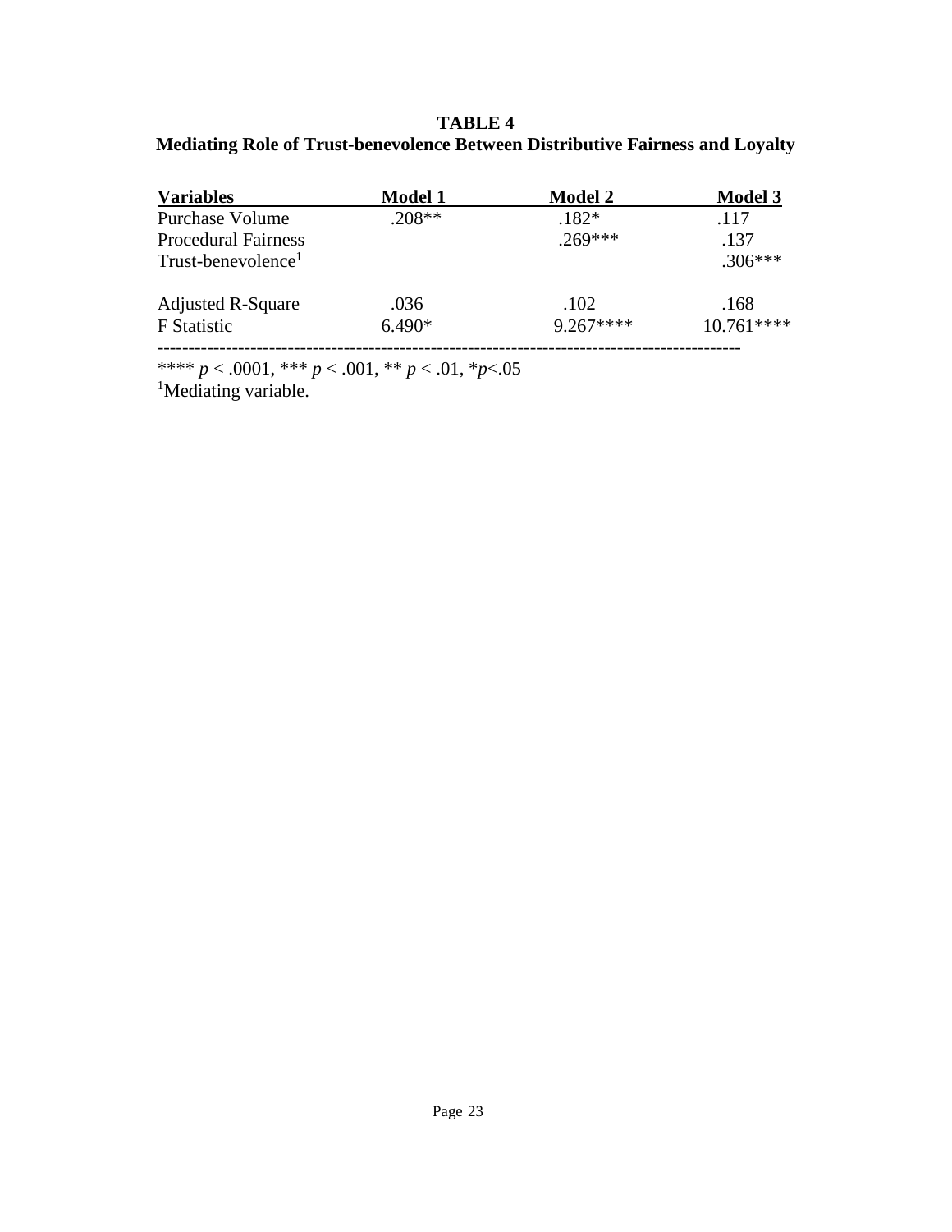**TABLE 4**
**Mediating Role of Trust-benevolence Between Distributive Fairness and Loyalty**

| Variables | Model 1 | Model 2 | Model 3 |
|---|---|---|---|
| Purchase Volume | .208** | .182* | .117 |
| Procedural Fairness | | .269*** | .137 |
| Trust-benevolence[1] | | | .306*** |
| Adjusted R-Square | .036 | .102 | .168 |
| F Statistic | 6.490* | 9.267**** | 10.761**** |

**** $p < .0001$, *** $p < .001$, ** $p < .01$, *$p<.05$
[1]Mediating variable.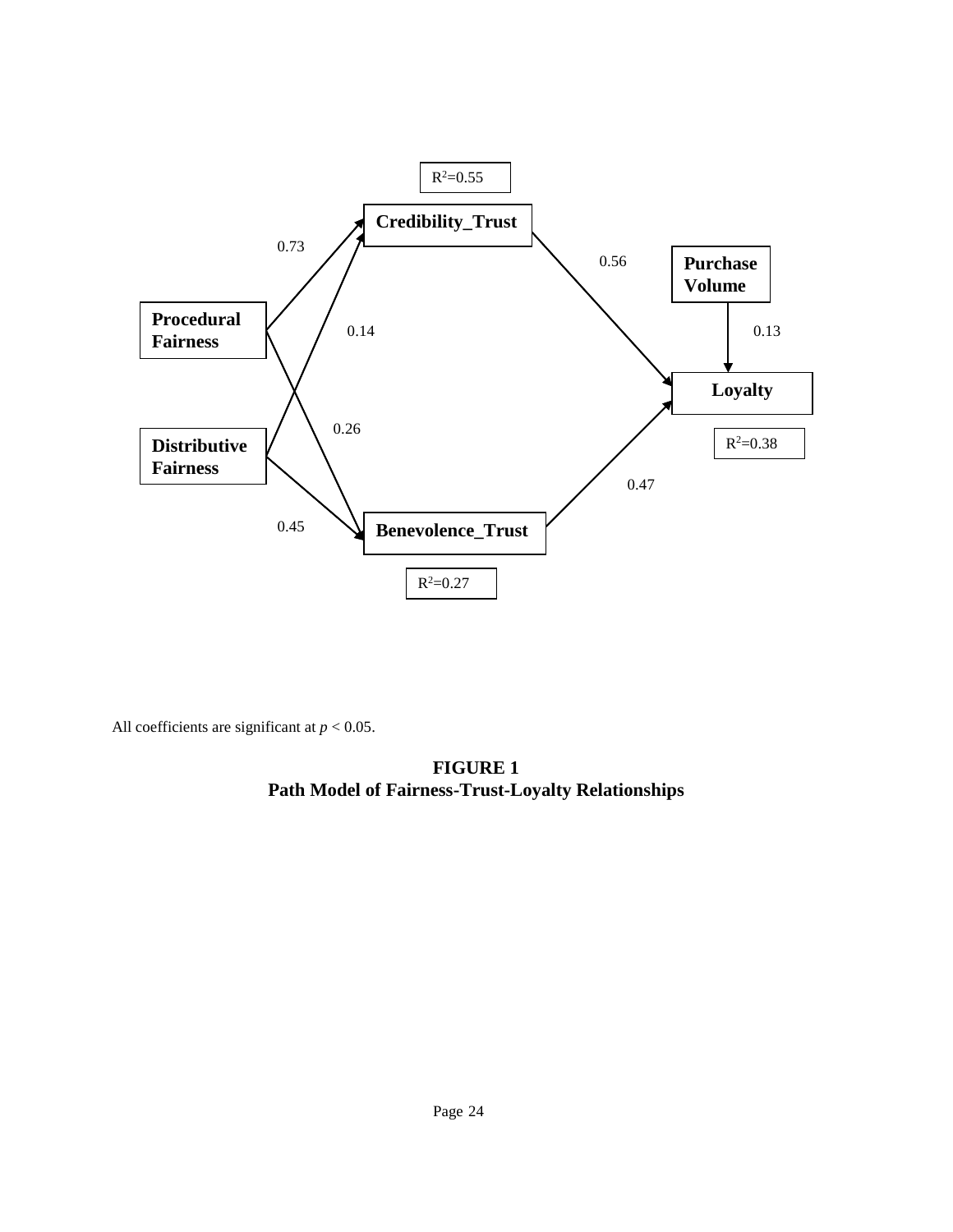$R^2$=0.55

Credibility_Trust

0.73

0.56

Purchase Volume

Procedural Fairness

0.14

0.13

Loyalty

0.26

$R^2$=0.38

Distributive Fairness

0.47

0.45

Benevolence_Trust

$R^2$=0.27

All coefficients are significant at $p < 0.05$.

**FIGURE 1**
**Path Model of Fairness-Trust-Loyalty Relationships**